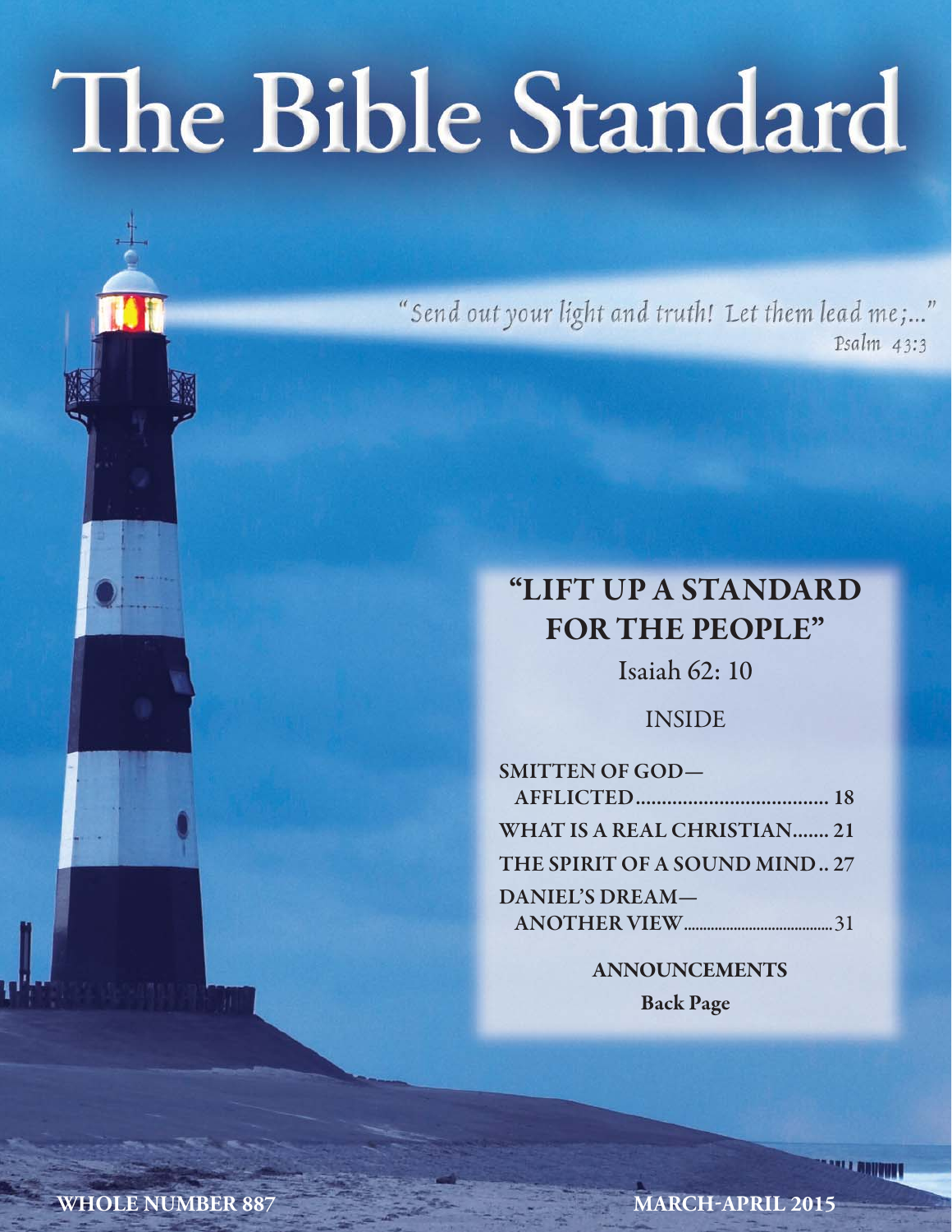# The Bible Standard

"Send out your light and truth! Let them lead me;..."
Psalm 43:3

## "LIFT UP A STANDARD FOR THE PEOPLE"

Isaiah 62: 10

INSIDE

**SMITTEN OF GOD—AFFLICTED** .................................... 18

**WHAT IS A REAL CHRISTIAN** ....... 21

**THE SPIRIT OF A SOUND MIND** .. 27

**DANIEL'S DREAM—ANOTHER VIEW** .................................... 31

**ANNOUNCEMENTS**

**Back Page**

**WHOLE NUMBER 887**

**MARCH-APRIL 2015**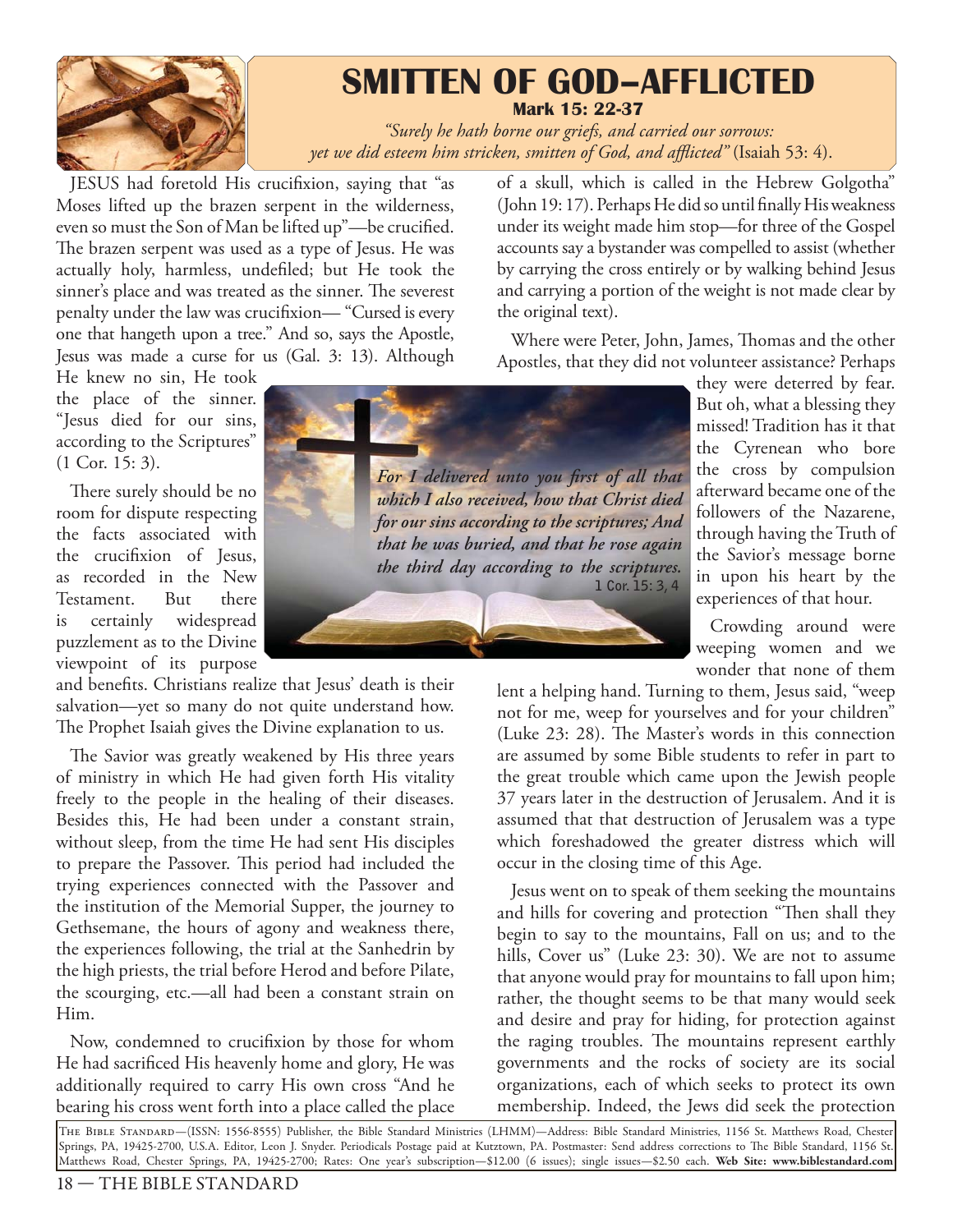# SMITTEN OF GOD—AFFLICTED

**Mark 15: 22-37**

*"Surely he hath borne our griefs, and carried our sorrows: yet we did esteem him stricken, smitten of God, and afflicted"* (Isaiah 53: 4).

JESUS had foretold His crucifixion, saying that "as Moses lifted up the brazen serpent in the wilderness, even so must the Son of Man be lifted up"—be crucified. The brazen serpent was used as a type of Jesus. He was actually holy, harmless, undefiled; but He took the sinner's place and was treated as the sinner. The severest penalty under the law was crucifixion— "Cursed is every one that hangeth upon a tree." And so, says the Apostle, Jesus was made a curse for us (Gal. 3: 13). Although He knew no sin, He took the place of the sinner. "Jesus died for our sins, according to the Scriptures" (1 Cor. 15: 3).

There surely should be no room for dispute respecting the facts associated with the crucifixion of Jesus, as recorded in the New Testament. But there is certainly widespread puzzlement as to the Divine viewpoint of its purpose and benefits. Christians realize that Jesus' death is their salvation—yet so many do not quite understand how. The Prophet Isaiah gives the Divine explanation to us.

*For I delivered unto you first of all that which I also received, how that Christ died for our sins according to the scriptures; And that he was buried, and that he rose again the third day according to the scriptures.* 1 Cor. 15: 3, 4

The Savior was greatly weakened by His three years of ministry in which He had given forth His vitality freely to the people in the healing of their diseases. Besides this, He had been under a constant strain, without sleep, from the time He had sent His disciples to prepare the Passover. This period had included the trying experiences connected with the Passover and the institution of the Memorial Supper, the journey to Gethsemane, the hours of agony and weakness there, the experiences following, the trial at the Sanhedrin by the high priests, the trial before Herod and before Pilate, the scourging, etc.—all had been a constant strain on Him.

Now, condemned to crucifixion by those for whom He had sacrificed His heavenly home and glory, He was additionally required to carry His own cross "And he bearing his cross went forth into a place called the place of a skull, which is called in the Hebrew Golgotha" (John 19: 17). Perhaps He did so until finally His weakness under its weight made him stop—for three of the Gospel accounts say a bystander was compelled to assist (whether by carrying the cross entirely or by walking behind Jesus and carrying a portion of the weight is not made clear by the original text).

Where were Peter, John, James, Thomas and the other Apostles, that they did not volunteer assistance? Perhaps they were deterred by fear. But oh, what a blessing they missed! Tradition has it that the Cyrenean who bore the cross by compulsion afterward became one of the followers of the Nazarene, through having the Truth of the Savior's message borne in upon his heart by the experiences of that hour.

Crowding around were weeping women and we wonder that none of them lent a helping hand. Turning to them, Jesus said, "weep not for me, weep for yourselves and for your children" (Luke 23: 28). The Master's words in this connection are assumed by some Bible students to refer in part to the great trouble which came upon the Jewish people 37 years later in the destruction of Jerusalem. And it is assumed that that destruction of Jerusalem was a type which foreshadowed the greater distress which will occur in the closing time of this Age.

Jesus went on to speak of them seeking the mountains and hills for covering and protection "Then shall they begin to say to the mountains, Fall on us; and to the hills, Cover us" (Luke 23: 30). We are not to assume that anyone would pray for mountains to fall upon him; rather, the thought seems to be that many would seek and desire and pray for hiding, for protection against the raging troubles. The mountains represent earthly governments and the rocks of society are its social organizations, each of which seeks to protect its own membership. Indeed, the Jews did seek the protection

THE BIBLE STANDARD—(ISSN: 1556-8555) Publisher, the Bible Standard Ministries (LHMM)—Address: Bible Standard Ministries, 1156 St. Matthews Road, Chester Springs, PA, 19425-2700, U.S.A. Editor, Leon J. Snyder. Periodicals Postage paid at Kutztown, PA. Postmaster: Send address corrections to The Bible Standard, 1156 St. Matthews Road, Chester Springs, PA, 19425-2700; Rates: One year's subscription—$12.00 (6 issues); single issues—$2.50 each. **Web Site: www.biblestandard.com**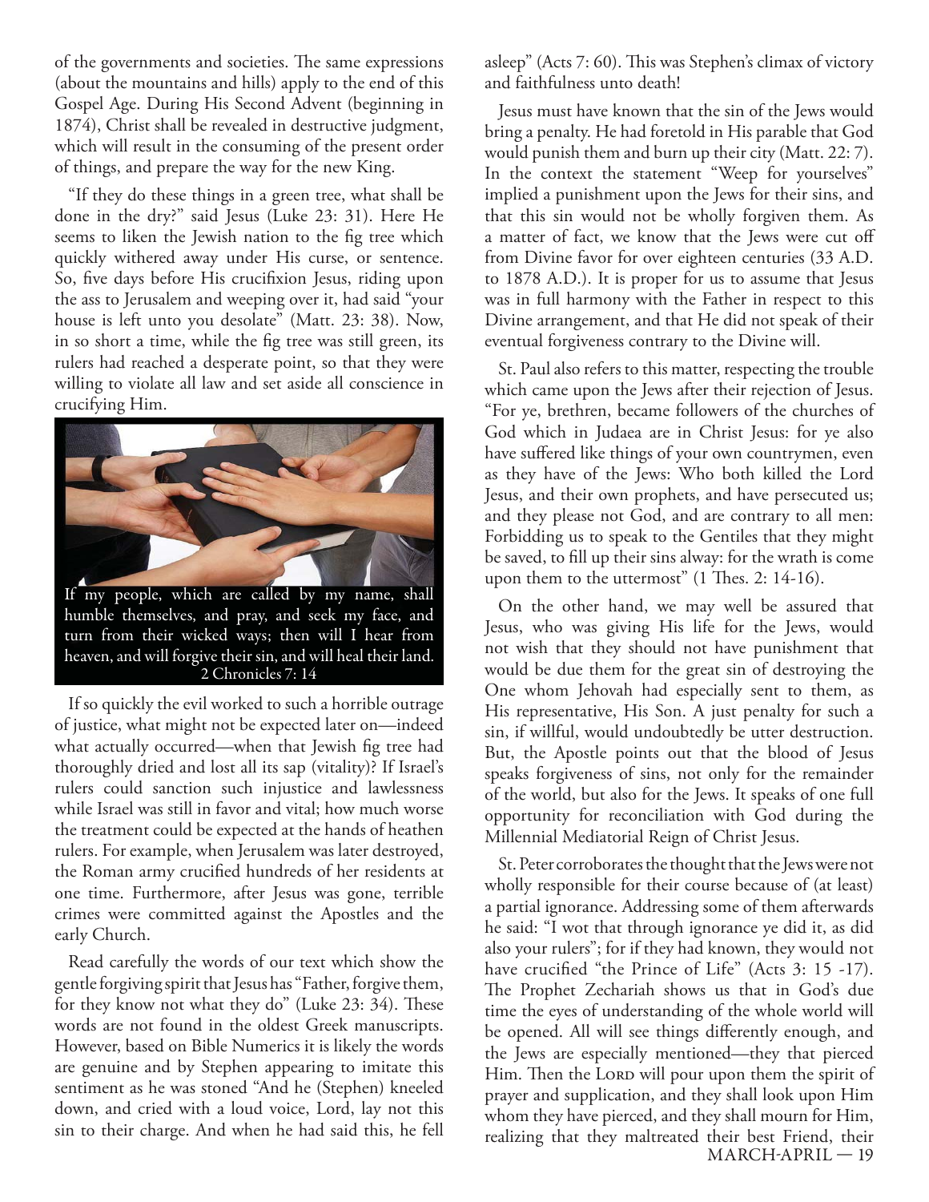of the governments and societies. The same expressions (about the mountains and hills) apply to the end of this Gospel Age. During His Second Advent (beginning in 1874), Christ shall be revealed in destructive judgment, which will result in the consuming of the present order of things, and prepare the way for the new King.

"If they do these things in a green tree, what shall be done in the dry?" said Jesus (Luke 23: 31). Here He seems to liken the Jewish nation to the fig tree which quickly withered away under His curse, or sentence. So, five days before His crucifixion Jesus, riding upon the ass to Jerusalem and weeping over it, had said "your house is left unto you desolate" (Matt. 23: 38). Now, in so short a time, while the fig tree was still green, its rulers had reached a desperate point, so that they were willing to violate all law and set aside all conscience in crucifying Him.

If my people, which are called by my name, shall humble themselves, and pray, and seek my face, and turn from their wicked ways; then will I hear from heaven, and will forgive their sin, and will heal their land. 2 Chronicles 7: 14

If so quickly the evil worked to such a horrible outrage of justice, what might not be expected later on—indeed what actually occurred—when that Jewish fig tree had thoroughly dried and lost all its sap (vitality)? If Israel's rulers could sanction such injustice and lawlessness while Israel was still in favor and vital; how much worse the treatment could be expected at the hands of heathen rulers. For example, when Jerusalem was later destroyed, the Roman army crucified hundreds of her residents at one time. Furthermore, after Jesus was gone, terrible crimes were committed against the Apostles and the early Church.

Read carefully the words of our text which show the gentle forgiving spirit that Jesus has "Father, forgive them, for they know not what they do" (Luke 23: 34). These words are not found in the oldest Greek manuscripts. However, based on Bible Numerics it is likely the words are genuine and by Stephen appearing to imitate this sentiment as he was stoned "And he (Stephen) kneeled down, and cried with a loud voice, Lord, lay not this sin to their charge. And when he had said this, he fell asleep" (Acts 7: 60). This was Stephen's climax of victory and faithfulness unto death!

Jesus must have known that the sin of the Jews would bring a penalty. He had foretold in His parable that God would punish them and burn up their city (Matt. 22: 7). In the context the statement "Weep for yourselves" implied a punishment upon the Jews for their sins, and that this sin would not be wholly forgiven them. As a matter of fact, we know that the Jews were cut off from Divine favor for over eighteen centuries (33 A.D. to 1878 A.D.). It is proper for us to assume that Jesus was in full harmony with the Father in respect to this Divine arrangement, and that He did not speak of their eventual forgiveness contrary to the Divine will.

St. Paul also refers to this matter, respecting the trouble which came upon the Jews after their rejection of Jesus. "For ye, brethren, became followers of the churches of God which in Judaea are in Christ Jesus: for ye also have suffered like things of your own countrymen, even as they have of the Jews: Who both killed the Lord Jesus, and their own prophets, and have persecuted us; and they please not God, and are contrary to all men: Forbidding us to speak to the Gentiles that they might be saved, to fill up their sins alway: for the wrath is come upon them to the uttermost" (1 Thes. 2: 14-16).

On the other hand, we may well be assured that Jesus, who was giving His life for the Jews, would not wish that they should not have punishment that would be due them for the great sin of destroying the One whom Jehovah had especially sent to them, as His representative, His Son. A just penalty for such a sin, if willful, would undoubtedly be utter destruction. But, the Apostle points out that the blood of Jesus speaks forgiveness of sins, not only for the remainder of the world, but also for the Jews. It speaks of one full opportunity for reconciliation with God during the Millennial Mediatorial Reign of Christ Jesus.

St. Peter corroborates the thought that the Jews were not wholly responsible for their course because of (at least) a partial ignorance. Addressing some of them afterwards he said: "I wot that through ignorance ye did it, as did also your rulers"; for if they had known, they would not have crucified "the Prince of Life" (Acts 3: 15 -17). The Prophet Zechariah shows us that in God's due time the eyes of understanding of the whole world will be opened. All will see things differently enough, and the Jews are especially mentioned—they that pierced Him. Then the LORD will pour upon them the spirit of prayer and supplication, and they shall look upon Him whom they have pierced, and they shall mourn for Him, realizing that they maltreated their best Friend, their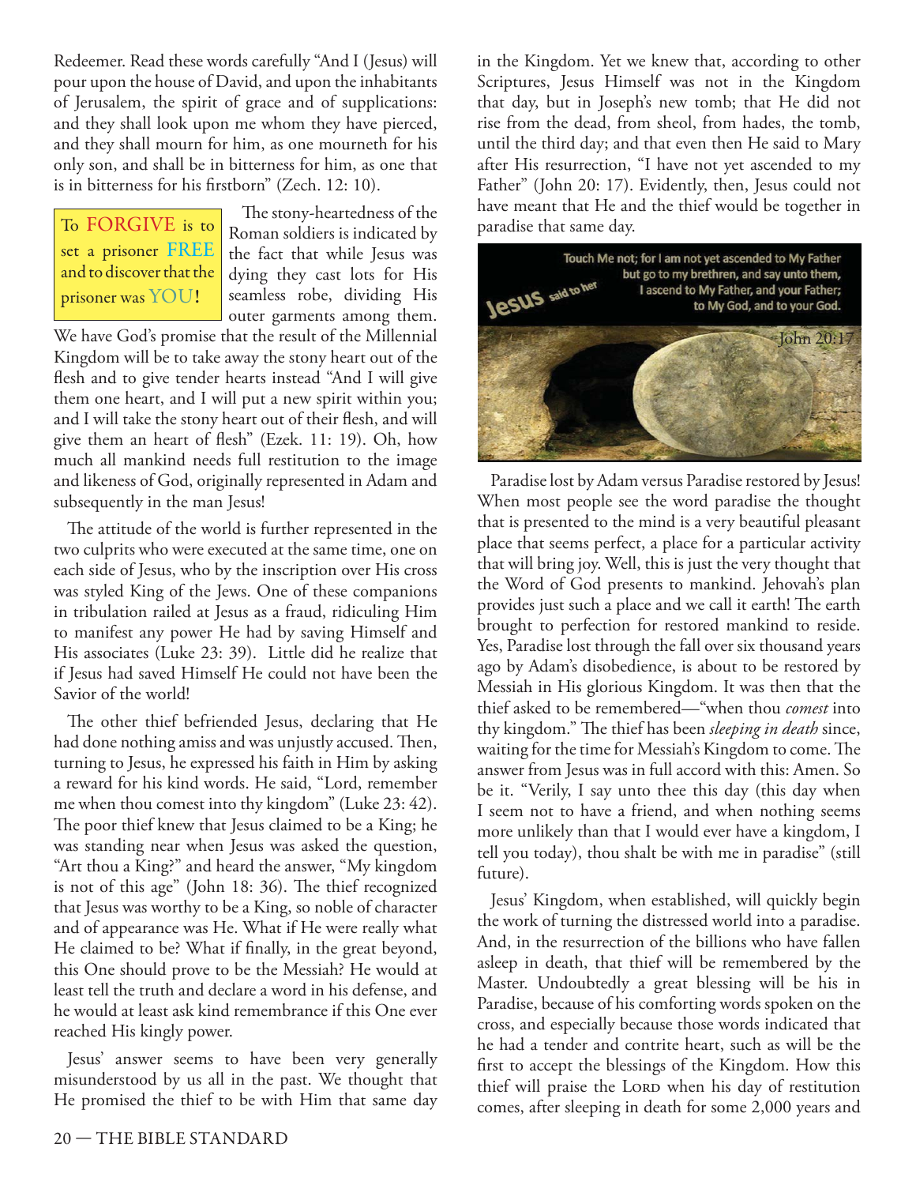Redeemer. Read these words carefully "And I (Jesus) will pour upon the house of David, and upon the inhabitants of Jerusalem, the spirit of grace and of supplications: and they shall look upon me whom they have pierced, and they shall mourn for him, as one mourneth for his only son, and shall be in bitterness for him, as one that is in bitterness for his firstborn" (Zech. 12: 10).

To FORGIVE is to set a prisoner FREE and to discover that the prisoner was YOU!

The stony-heartedness of the Roman soldiers is indicated by the fact that while Jesus was dying they cast lots for His seamless robe, dividing His outer garments among them. We have God's promise that the result of the Millennial Kingdom will be to take away the stony heart out of the flesh and to give tender hearts instead "And I will give them one heart, and I will put a new spirit within you; and I will take the stony heart out of their flesh, and will give them an heart of flesh" (Ezek. 11: 19). Oh, how much all mankind needs full restitution to the image and likeness of God, originally represented in Adam and subsequently in the man Jesus!

The attitude of the world is further represented in the two culprits who were executed at the same time, one on each side of Jesus, who by the inscription over His cross was styled King of the Jews. One of these companions in tribulation railed at Jesus as a fraud, ridiculing Him to manifest any power He had by saving Himself and His associates (Luke 23: 39). Little did he realize that if Jesus had saved Himself He could not have been the Savior of the world!

The other thief befriended Jesus, declaring that He had done nothing amiss and was unjustly accused. Then, turning to Jesus, he expressed his faith in Him by asking a reward for his kind words. He said, "Lord, remember me when thou comest into thy kingdom" (Luke 23: 42). The poor thief knew that Jesus claimed to be a King; he was standing near when Jesus was asked the question, "Art thou a King?" and heard the answer, "My kingdom is not of this age" (John 18: 36). The thief recognized that Jesus was worthy to be a King, so noble of character and of appearance was He. What if He were really what He claimed to be? What if finally, in the great beyond, this One should prove to be the Messiah? He would at least tell the truth and declare a word in his defense, and he would at least ask kind remembrance if this One ever reached His kingly power.

Jesus' answer seems to have been very generally misunderstood by us all in the past. We thought that He promised the thief to be with Him that same day in the Kingdom. Yet we knew that, according to other Scriptures, Jesus Himself was not in the Kingdom that day, but in Joseph's new tomb; that He did not rise from the dead, from sheol, from hades, the tomb, until the third day; and that even then He said to Mary after His resurrection, "I have not yet ascended to my Father" (John 20: 17). Evidently, then, Jesus could not have meant that He and the thief would be together in paradise that same day.

Jesus said to her: Touch Me not; for I am not yet ascended to My Father but go to my brethren, and say unto them, I ascend to My Father, and your Father; to My God, and to your God. John 20:17

Paradise lost by Adam versus Paradise restored by Jesus! When most people see the word paradise the thought that is presented to the mind is a very beautiful pleasant place that seems perfect, a place for a particular activity that will bring joy. Well, this is just the very thought that the Word of God presents to mankind. Jehovah's plan provides just such a place and we call it earth! The earth brought to perfection for restored mankind to reside. Yes, Paradise lost through the fall over six thousand years ago by Adam's disobedience, is about to be restored by Messiah in His glorious Kingdom. It was then that the thief asked to be remembered—"when thou *comest* into thy kingdom." The thief has been *sleeping in death* since, waiting for the time for Messiah's Kingdom to come. The answer from Jesus was in full accord with this: Amen. So be it. "Verily, I say unto thee this day (this day when I seem not to have a friend, and when nothing seems more unlikely than that I would ever have a kingdom, I tell you today), thou shalt be with me in paradise" (still future).

Jesus' Kingdom, when established, will quickly begin the work of turning the distressed world into a paradise. And, in the resurrection of the billions who have fallen asleep in death, that thief will be remembered by the Master. Undoubtedly a great blessing will be his in Paradise, because of his comforting words spoken on the cross, and especially because those words indicated that he had a tender and contrite heart, such as will be the first to accept the blessings of the Kingdom. How this thief will praise the LORD when his day of restitution comes, after sleeping in death for some 2,000 years and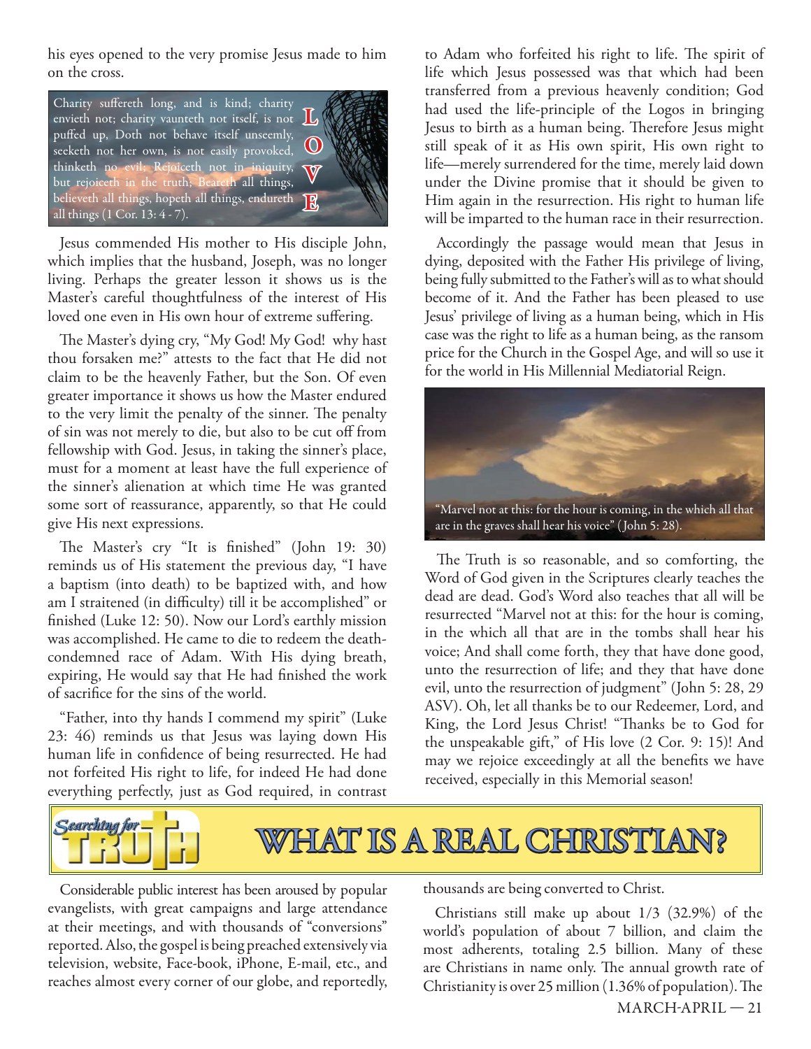his eyes opened to the very promise Jesus made to him on the cross.

Charity suffereth long, and is kind; charity envieth not; charity vaunteth not itself, is not puffed up, Doth not behave itself unseemly, seeketh not her own, is not easily provoked, thinketh no evil; Rejoiceth not in iniquity, but rejoiceth in the truth; Beareth all things, believeth all things, hopeth all things, endureth all things (1 Cor. 13: 4 - 7).

L O V E

Jesus commended His mother to His disciple John, which implies that the husband, Joseph, was no longer living. Perhaps the greater lesson it shows us is the Master's careful thoughtfulness of the interest of His loved one even in His own hour of extreme suffering.

The Master's dying cry, "My God! My God! why hast thou forsaken me?" attests to the fact that He did not claim to be the heavenly Father, but the Son. Of even greater importance it shows us how the Master endured to the very limit the penalty of the sinner. The penalty of sin was not merely to die, but also to be cut off from fellowship with God. Jesus, in taking the sinner's place, must for a moment at least have the full experience of the sinner's alienation at which time He was granted some sort of reassurance, apparently, so that He could give His next expressions.

The Master's cry "It is finished" (John 19: 30) reminds us of His statement the previous day, "I have a baptism (into death) to be baptized with, and how am I straitened (in difficulty) till it be accomplished" or finished (Luke 12: 50). Now our Lord's earthly mission was accomplished. He came to die to redeem the death-condemned race of Adam. With His dying breath, expiring, He would say that He had finished the work of sacrifice for the sins of the world.

"Father, into thy hands I commend my spirit" (Luke 23: 46) reminds us that Jesus was laying down His human life in confidence of being resurrected. He had not forfeited His right to life, for indeed He had done everything perfectly, just as God required, in contrast to Adam who forfeited his right to life. The spirit of life which Jesus possessed was that which had been transferred from a previous heavenly condition; God had used the life-principle of the Logos in bringing Jesus to birth as a human being. Therefore Jesus might still speak of it as His own spirit, His own right to life—merely surrendered for the time, merely laid down under the Divine promise that it should be given to Him again in the resurrection. His right to human life will be imparted to the human race in their resurrection.

Accordingly the passage would mean that Jesus in dying, deposited with the Father His privilege of living, being fully submitted to the Father's will as to what should become of it. And the Father has been pleased to use Jesus' privilege of living as a human being, which in His case was the right to life as a human being, as the ransom price for the Church in the Gospel Age, and will so use it for the world in His Millennial Mediatorial Reign.

"Marvel not at this: for the hour is coming, in the which all that are in the graves shall hear his voice" (John 5: 28).

The Truth is so reasonable, and so comforting, the Word of God given in the Scriptures clearly teaches the dead are dead. God's Word also teaches that all will be resurrected "Marvel not at this: for the hour is coming, in the which all that are in the tombs shall hear his voice; And shall come forth, they that have done good, unto the resurrection of life; and they that have done evil, unto the resurrection of judgment" (John 5: 28, 29 ASV). Oh, let all thanks be to our Redeemer, Lord, and King, the Lord Jesus Christ! "Thanks be to God for the unspeakable gift," of His love (2 Cor. 9: 15)! And may we rejoice exceedingly at all the benefits we have received, especially in this Memorial season!

## Searching for TRUTH

# WHAT IS A REAL CHRISTIAN?

Considerable public interest has been aroused by popular evangelists, with great campaigns and large attendance at their meetings, and with thousands of "conversions" reported. Also, the gospel is being preached extensively via television, website, Face-book, iPhone, E-mail, etc., and reaches almost every corner of our globe, and reportedly, thousands are being converted to Christ.

Christians still make up about 1/3 (32.9%) of the world's population of about 7 billion, and claim the most adherents, totaling 2.5 billion. Many of these are Christians in name only. The annual growth rate of Christianity is over 25 million (1.36% of population). The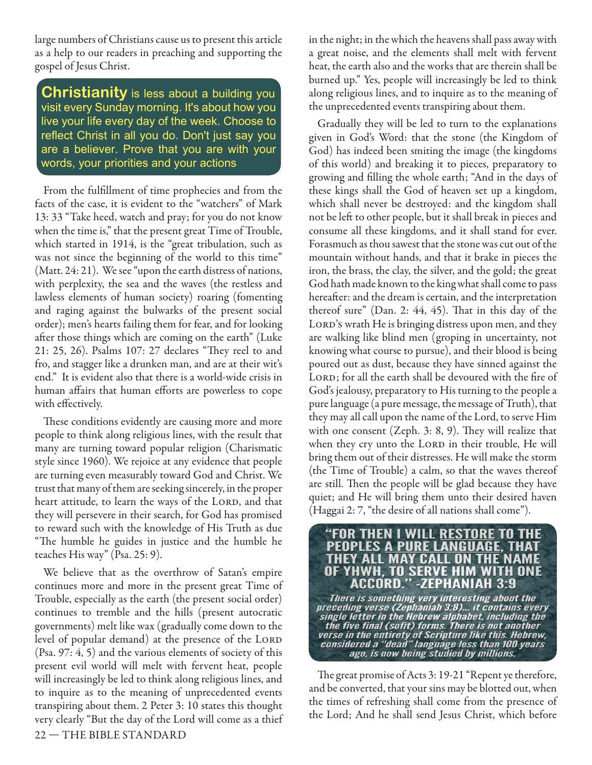large numbers of Christians cause us to present this article as a help to our readers in preaching and supporting the gospel of Jesus Christ.

> **Christianity** is less about a building you visit every Sunday morning. It's about how you live your life every day of the week. Choose to reflect Christ in all you do. Don't just say you are a believer. Prove that you are with your words, your priorities and your actions

From the fulfillment of time prophecies and from the facts of the case, it is evident to the "watchers" of Mark 13: 33 "Take heed, watch and pray; for you do not know when the time is," that the present great Time of Trouble, which started in 1914, is the "great tribulation, such as was not since the beginning of the world to this time" (Matt. 24: 21). We see "upon the earth distress of nations, with perplexity, the sea and the waves (the restless and lawless elements of human society) roaring (fomenting and raging against the bulwarks of the present social order); men's hearts failing them for fear, and for looking after those things which are coming on the earth" (Luke 21: 25, 26). Psalms 107: 27 declares "They reel to and fro, and stagger like a drunken man, and are at their wit's end." It is evident also that there is a world-wide crisis in human affairs that human efforts are powerless to cope with effectively.

These conditions evidently are causing more and more people to think along religious lines, with the result that many are turning toward popular religion (Charismatic style since 1960). We rejoice at any evidence that people are turning even measurably toward God and Christ. We trust that many of them are seeking sincerely, in the proper heart attitude, to learn the ways of the LORD, and that they will persevere in their search, for God has promised to reward such with the knowledge of His Truth as due "The humble he guides in justice and the humble he teaches His way" (Psa. 25: 9).

We believe that as the overthrow of Satan's empire continues more and more in the present great Time of Trouble, especially as the earth (the present social order) continues to tremble and the hills (present autocratic governments) melt like wax (gradually come down to the level of popular demand) at the presence of the LORD (Psa. 97: 4, 5) and the various elements of society of this present evil world will melt with fervent heat, people will increasingly be led to think along religious lines, and to inquire as to the meaning of unprecedented events transpiring about them. 2 Peter 3: 10 states this thought very clearly "But the day of the Lord will come as a thief in the night; in the which the heavens shall pass away with a great noise, and the elements shall melt with fervent heat, the earth also and the works that are therein shall be burned up." Yes, people will increasingly be led to think along religious lines, and to inquire as to the meaning of the unprecedented events transpiring about them.

Gradually they will be led to turn to the explanations given in God's Word: that the stone (the Kingdom of God) has indeed been smiting the image (the kingdoms of this world) and breaking it to pieces, preparatory to growing and filling the whole earth; "And in the days of these kings shall the God of heaven set up a kingdom, which shall never be destroyed: and the kingdom shall not be left to other people, but it shall break in pieces and consume all these kingdoms, and it shall stand for ever. Forasmuch as thou sawest that the stone was cut out of the mountain without hands, and that it brake in pieces the iron, the brass, the clay, the silver, and the gold; the great God hath made known to the king what shall come to pass hereafter: and the dream is certain, and the interpretation thereof sure" (Dan. 2: 44, 45). That in this day of the LORD's wrath He is bringing distress upon men, and they are walking like blind men (groping in uncertainty, not knowing what course to pursue), and their blood is being poured out as dust, because they have sinned against the LORD; for all the earth shall be devoured with the fire of God's jealousy, preparatory to His turning to the people a pure language (a pure message, the message of Truth), that they may all call upon the name of the Lord, to serve Him with one consent (Zeph. 3: 8, 9). They will realize that when they cry unto the LORD in their trouble, He will bring them out of their distresses. He will make the storm (the Time of Trouble) a calm, so that the waves thereof are still. Then the people will be glad because they have quiet; and He will bring them unto their desired haven (Haggai 2: 7, "the desire of all nations shall come").

> **"FOR THEN I WILL RESTORE TO THE PEOPLES A PURE LANGUAGE, THAT THEY ALL MAY CALL ON THE NAME OF YHWH, TO SERVE HIM WITH ONE ACCORD." -ZEPHANIAH 3:9**
>
> *There is something very interesting about the preceding verse (Zephaniah 3:8)... it contains every single letter in the Hebrew alphabet, including the the five final (sofit) forms. There is not another verse in the entirety of Scripture like this. Hebrew, considered a "dead" language less than 100 years ago, is now being studied by millions.*

The great promise of Acts 3: 19-21 "Repent ye therefore, and be converted, that your sins may be blotted out, when the times of refreshing shall come from the presence of the Lord; And he shall send Jesus Christ, which before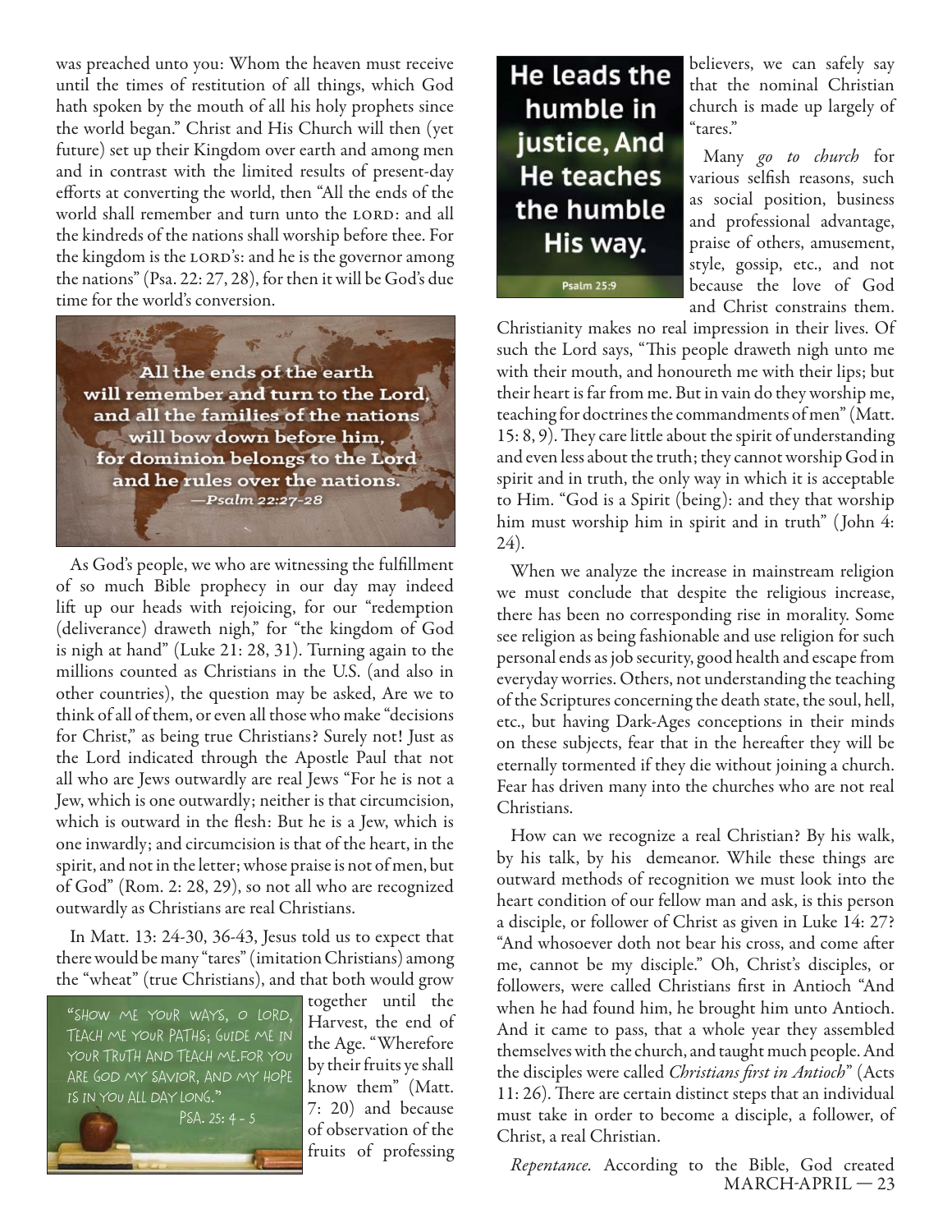was preached unto you: Whom the heaven must receive until the times of restitution of all things, which God hath spoken by the mouth of all his holy prophets since the world began." Christ and His Church will then (yet future) set up their Kingdom over earth and among men and in contrast with the limited results of present-day efforts at converting the world, then "All the ends of the world shall remember and turn unto the LORD: and all the kindreds of the nations shall worship before thee. For the kingdom is the LORD's: and he is the governor among the nations" (Psa. 22: 27, 28), for then it will be God's due time for the world's conversion.

All the ends of the earth will remember and turn to the Lord, and all the families of the nations will bow down before him, for dominion belongs to the Lord and he rules over the nations. —Psalm 22:27-28

As God's people, we who are witnessing the fulfillment of so much Bible prophecy in our day may indeed lift up our heads with rejoicing, for our "redemption (deliverance) draweth nigh," for "the kingdom of God is nigh at hand" (Luke 21: 28, 31). Turning again to the millions counted as Christians in the U.S. (and also in other countries), the question may be asked, Are we to think of all of them, or even all those who make "decisions for Christ," as being true Christians? Surely not! Just as the Lord indicated through the Apostle Paul that not all who are Jews outwardly are real Jews "For he is not a Jew, which is one outwardly; neither is that circumcision, which is outward in the flesh: But he is a Jew, which is one inwardly; and circumcision is that of the heart, in the spirit, and not in the letter; whose praise is not of men, but of God" (Rom. 2: 28, 29), so not all who are recognized outwardly as Christians are real Christians.

In Matt. 13: 24-30, 36-43, Jesus told us to expect that there would be many "tares" (imitation Christians) among the "wheat" (true Christians), and that both would grow together until the Harvest, the end of the Age. "Wherefore by their fruits ye shall know them" (Matt. 7: 20) and because of observation of the fruits of professing believers, we can safely say that the nominal Christian church is made up largely of "tares."

"Show me your ways, O Lord, teach me your paths; guide me in your truth and teach me.for you are God my Savior, and my hope is in you all day long." Psa. 25: 4 - 5

He leads the humble in justice, And He teaches the humble His way. Psalm 25:9

Many *go to church* for various selfish reasons, such as social position, business and professional advantage, praise of others, amusement, style, gossip, etc., and not because the love of God and Christ constrains them. Christianity makes no real impression in their lives. Of such the Lord says, "This people draweth nigh unto me with their mouth, and honoureth me with their lips; but their heart is far from me. But in vain do they worship me, teaching for doctrines the commandments of men" (Matt. 15: 8, 9). They care little about the spirit of understanding and even less about the truth; they cannot worship God in spirit and in truth, the only way in which it is acceptable to Him. "God is a Spirit (being): and they that worship him must worship him in spirit and in truth" (John 4: 24).

When we analyze the increase in mainstream religion we must conclude that despite the religious increase, there has been no corresponding rise in morality. Some see religion as being fashionable and use religion for such personal ends as job security, good health and escape from everyday worries. Others, not understanding the teaching of the Scriptures concerning the death state, the soul, hell, etc., but having Dark-Ages conceptions in their minds on these subjects, fear that in the hereafter they will be eternally tormented if they die without joining a church. Fear has driven many into the churches who are not real Christians.

How can we recognize a real Christian? By his walk, by his talk, by his demeanor. While these things are outward methods of recognition we must look into the heart condition of our fellow man and ask, is this person a disciple, or follower of Christ as given in Luke 14: 27? "And whosoever doth not bear his cross, and come after me, cannot be my disciple." Oh, Christ's disciples, or followers, were called Christians first in Antioch "And when he had found him, he brought him unto Antioch. And it came to pass, that a whole year they assembled themselves with the church, and taught much people. And the disciples were called *Christians first in Antioch*" (Acts 11: 26). There are certain distinct steps that an individual must take in order to become a disciple, a follower, of Christ, a real Christian.

*Repentance.* According to the Bible, God created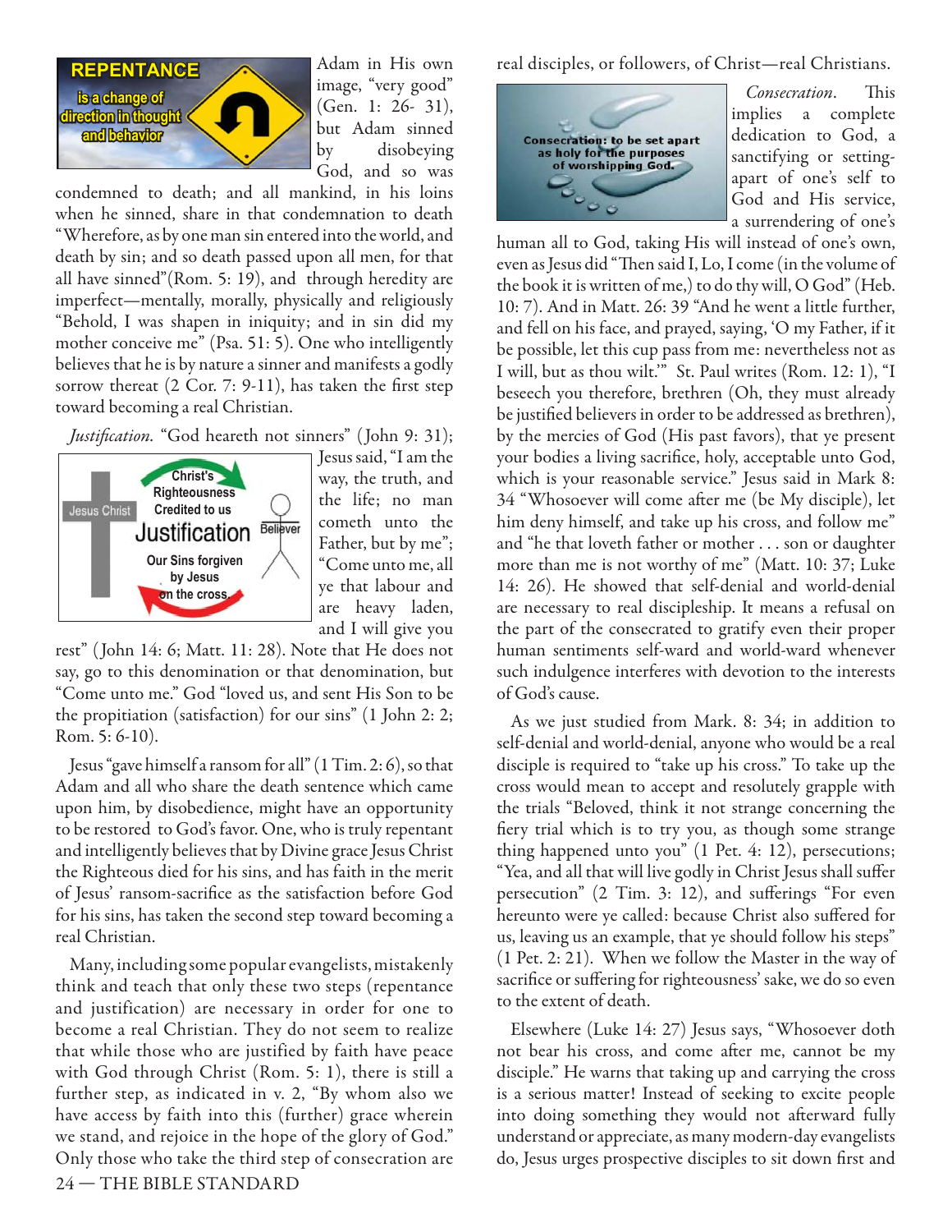Adam in His own image, "very good" (Gen. 1: 26- 31), but Adam sinned by disobeying God, and so was condemned to death; and all mankind, in his loins when he sinned, share in that condemnation to death "Wherefore, as by one man sin entered into the world, and death by sin; and so death passed upon all men, for that all have sinned"(Rom. 5: 19), and through heredity are imperfect—mentally, morally, physically and religiously "Behold, I was shapen in iniquity; and in sin did my mother conceive me" (Psa. 51: 5). One who intelligently believes that he is by nature a sinner and manifests a godly sorrow thereat (2 Cor. 7: 9-11), has taken the first step toward becoming a real Christian.

*Justification.* "God heareth not sinners" (John 9: 31); Jesus said, "I am the way, the truth, and the life; no man cometh unto the Father, but by me"; "Come unto me, all ye that labour and are heavy laden, and I will give you rest" (John 14: 6; Matt. 11: 28). Note that He does not say, go to this denomination or that denomination, but "Come unto me." God "loved us, and sent His Son to be the propitiation (satisfaction) for our sins" (1 John 2: 2; Rom. 5: 6-10).

Jesus "gave himself a ransom for all" (1 Tim. 2: 6), so that Adam and all who share the death sentence which came upon him, by disobedience, might have an opportunity to be restored to God's favor. One, who is truly repentant and intelligently believes that by Divine grace Jesus Christ the Righteous died for his sins, and has faith in the merit of Jesus' ransom-sacrifice as the satisfaction before God for his sins, has taken the second step toward becoming a real Christian.

Many, including some popular evangelists, mistakenly think and teach that only these two steps (repentance and justification) are necessary in order for one to become a real Christian. They do not seem to realize that while those who are justified by faith have peace with God through Christ (Rom. 5: 1), there is still a further step, as indicated in v. 2, "By whom also we have access by faith into this (further) grace wherein we stand, and rejoice in the hope of the glory of God." Only those who take the third step of consecration are real disciples, or followers, of Christ—real Christians.

*Consecration.* This implies a complete dedication to God, a sanctifying or setting-apart of one's self to God and His service, a surrendering of one's human all to God, taking His will instead of one's own, even as Jesus did "Then said I, Lo, I come (in the volume of the book it is written of me,) to do thy will, O God" (Heb. 10: 7). And in Matt. 26: 39 "And he went a little further, and fell on his face, and prayed, saying, 'O my Father, if it be possible, let this cup pass from me: nevertheless not as I will, but as thou wilt.'" St. Paul writes (Rom. 12: 1), "I beseech you therefore, brethren (Oh, they must already be justified believers in order to be addressed as brethren), by the mercies of God (His past favors), that ye present your bodies a living sacrifice, holy, acceptable unto God, which is your reasonable service." Jesus said in Mark 8: 34 "Whosoever will come after me (be My disciple), let him deny himself, and take up his cross, and follow me" and "he that loveth father or mother . . . son or daughter more than me is not worthy of me" (Matt. 10: 37; Luke 14: 26). He showed that self-denial and world-denial are necessary to real discipleship. It means a refusal on the part of the consecrated to gratify even their proper human sentiments self-ward and world-ward whenever such indulgence interferes with devotion to the interests of God's cause.

As we just studied from Mark. 8: 34; in addition to self-denial and world-denial, anyone who would be a real disciple is required to "take up his cross." To take up the cross would mean to accept and resolutely grapple with the trials "Beloved, think it not strange concerning the fiery trial which is to try you, as though some strange thing happened unto you" (1 Pet. 4: 12), persecutions; "Yea, and all that will live godly in Christ Jesus shall suffer persecution" (2 Tim. 3: 12), and sufferings "For even hereunto were ye called: because Christ also suffered for us, leaving us an example, that ye should follow his steps" (1 Pet. 2: 21). When we follow the Master in the way of sacrifice or suffering for righteousness' sake, we do so even to the extent of death.

Elsewhere (Luke 14: 27) Jesus says, "Whosoever doth not bear his cross, and come after me, cannot be my disciple." He warns that taking up and carrying the cross is a serious matter! Instead of seeking to excite people into doing something they would not afterward fully understand or appreciate, as many modern-day evangelists do, Jesus urges prospective disciples to sit down first and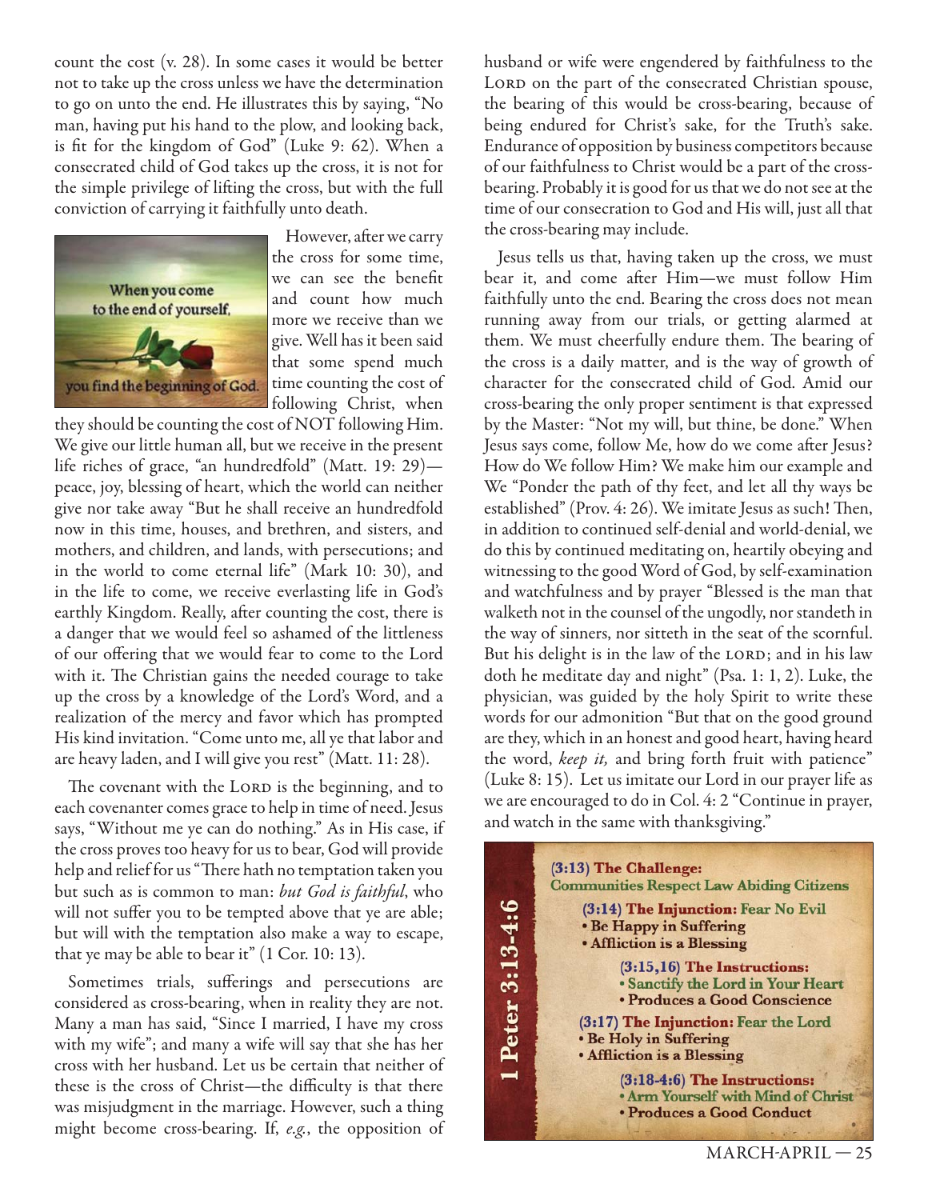count the cost (v. 28). In some cases it would be better not to take up the cross unless we have the determination to go on unto the end. He illustrates this by saying, "No man, having put his hand to the plow, and looking back, is fit for the kingdom of God" (Luke 9: 62). When a consecrated child of God takes up the cross, it is not for the simple privilege of lifting the cross, but with the full conviction of carrying it faithfully unto death.

When you come to the end of yourself, you find the beginning of God.

However, after we carry the cross for some time, we can see the benefit and count how much more we receive than we give. Well has it been said that some spend much time counting the cost of following Christ, when they should be counting the cost of NOT following Him. We give our little human all, but we receive in the present life riches of grace, "an hundredfold" (Matt. 19: 29)—peace, joy, blessing of heart, which the world can neither give nor take away "But he shall receive an hundredfold now in this time, houses, and brethren, and sisters, and mothers, and children, and lands, with persecutions; and in the world to come eternal life" (Mark 10: 30), and in the life to come, we receive everlasting life in God's earthly Kingdom. Really, after counting the cost, there is a danger that we would feel so ashamed of the littleness of our offering that we would fear to come to the Lord with it. The Christian gains the needed courage to take up the cross by a knowledge of the Lord's Word, and a realization of the mercy and favor which has prompted His kind invitation. "Come unto me, all ye that labor and are heavy laden, and I will give you rest" (Matt. 11: 28).

The covenant with the LORD is the beginning, and to each covenanter comes grace to help in time of need. Jesus says, "Without me ye can do nothing." As in His case, if the cross proves too heavy for us to bear, God will provide help and relief for us "There hath no temptation taken you but such as is common to man: *but God is faithful*, who will not suffer you to be tempted above that ye are able; but will with the temptation also make a way to escape, that ye may be able to bear it" (1 Cor. 10: 13).

Sometimes trials, sufferings and persecutions are considered as cross-bearing, when in reality they are not. Many a man has said, "Since I married, I have my cross with my wife"; and many a wife will say that she has her cross with her husband. Let us be certain that neither of these is the cross of Christ—the difficulty is that there was misjudgment in the marriage. However, such a thing might become cross-bearing. If, *e.g.*, the opposition of husband or wife were engendered by faithfulness to the LORD on the part of the consecrated Christian spouse, the bearing of this would be cross-bearing, because of being endured for Christ's sake, for the Truth's sake. Endurance of opposition by business competitors because of our faithfulness to Christ would be a part of the cross-bearing. Probably it is good for us that we do not see at the time of our consecration to God and His will, just all that the cross-bearing may include.

Jesus tells us that, having taken up the cross, we must bear it, and come after Him—we must follow Him faithfully unto the end. Bearing the cross does not mean running away from our trials, or getting alarmed at them. We must cheerfully endure them. The bearing of the cross is a daily matter, and is the way of growth of character for the consecrated child of God. Amid our cross-bearing the only proper sentiment is that expressed by the Master: "Not my will, but thine, be done." When Jesus says come, follow Me, how do we come after Jesus? How do We follow Him? We make him our example and We "Ponder the path of thy feet, and let all thy ways be established" (Prov. 4: 26). We imitate Jesus as such! Then, in addition to continued self-denial and world-denial, we do this by continued meditating on, heartily obeying and witnessing to the good Word of God, by self-examination and watchfulness and by prayer "Blessed is the man that walketh not in the counsel of the ungodly, nor standeth in the way of sinners, nor sitteth in the seat of the scornful. But his delight is in the law of the LORD; and in his law doth he meditate day and night" (Psa. 1: 1, 2). Luke, the physician, was guided by the holy Spirit to write these words for our admonition "But that on the good ground are they, which in an honest and good heart, having heard the word, *keep it,* and bring forth fruit with patience" (Luke 8: 15). Let us imitate our Lord in our prayer life as we are encouraged to do in Col. 4: 2 "Continue in prayer, and watch in the same with thanksgiving."

**1 Peter 3:13-4:6**

**(3:13) The Challenge:**
**Communities Respect Law Abiding Citizens**

- **(3:14) The Injunction: Fear No Evil**
  - **Be Happy in Suffering**
  - **Affliction is a Blessing**
  - **(3:15,16) The Instructions:**
    - **Sanctify the Lord in Your Heart**
    - **Produces a Good Conscience**
- **(3:17) The Injunction: Fear the Lord**
  - **Be Holy in Suffering**
  - **Affliction is a Blessing**
  - **(3:18-4:6) The Instructions:**
    - **Arm Yourself with Mind of Christ**
    - **Produces a Good Conduct**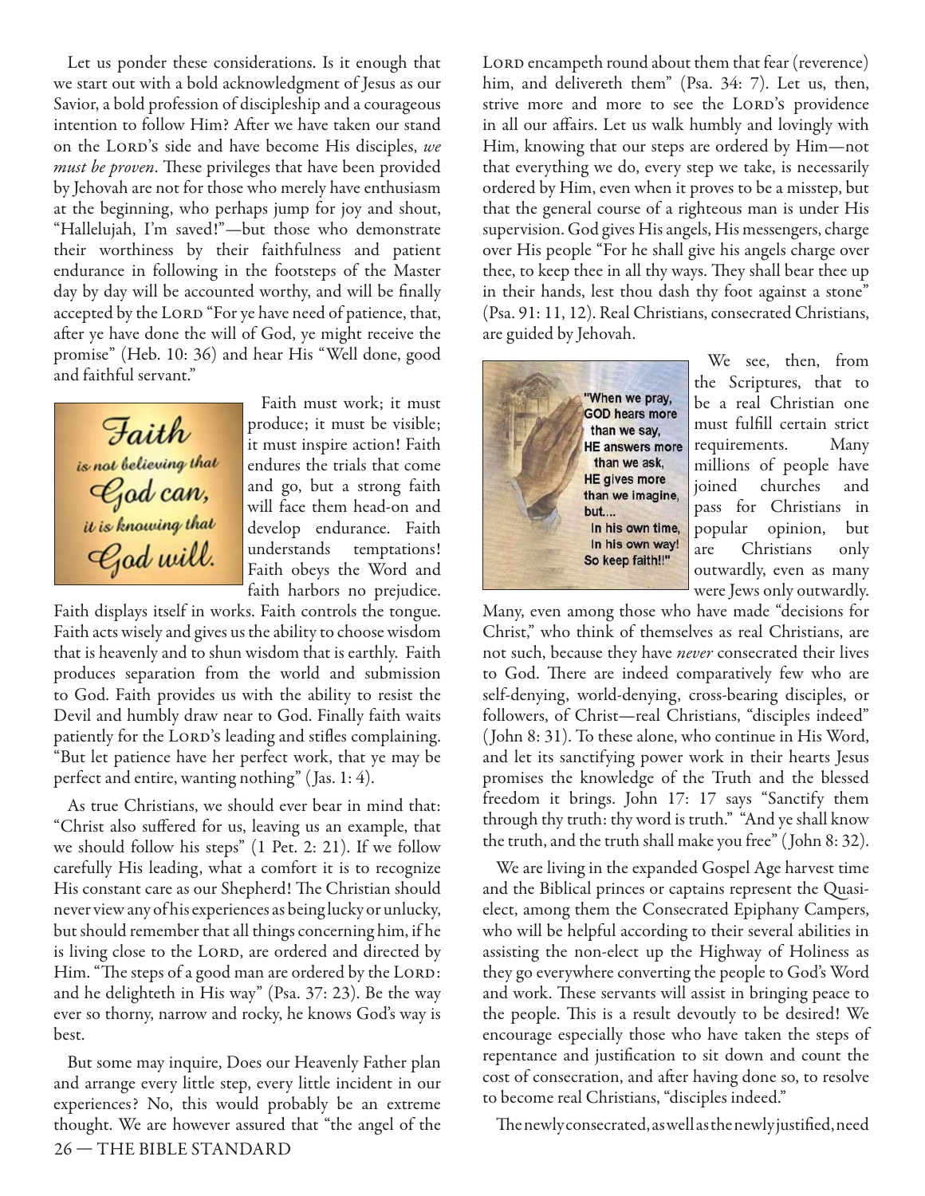Let us ponder these considerations. Is it enough that we start out with a bold acknowledgment of Jesus as our Savior, a bold profession of discipleship and a courageous intention to follow Him? After we have taken our stand on the LORD's side and have become His disciples, *we must be proven*. These privileges that have been provided by Jehovah are not for those who merely have enthusiasm at the beginning, who perhaps jump for joy and shout, "Hallelujah, I'm saved!"—but those who demonstrate their worthiness by their faithfulness and patient endurance in following in the footsteps of the Master day by day will be accounted worthy, and will be finally accepted by the LORD "For ye have need of patience, that, after ye have done the will of God, ye might receive the promise" (Heb. 10: 36) and hear His "Well done, good and faithful servant."

Faith must work; it must produce; it must be visible; it must inspire action! Faith endures the trials that come and go, but a strong faith will face them head-on and develop endurance. Faith understands temptations! Faith obeys the Word and faith harbors no prejudice. Faith displays itself in works. Faith controls the tongue. Faith acts wisely and gives us the ability to choose wisdom that is heavenly and to shun wisdom that is earthly. Faith produces separation from the world and submission to God. Faith provides us with the ability to resist the Devil and humbly draw near to God. Finally faith waits patiently for the LORD's leading and stifles complaining. "But let patience have her perfect work, that ye may be perfect and entire, wanting nothing" (Jas. 1: 4).

As true Christians, we should ever bear in mind that: "Christ also suffered for us, leaving us an example, that we should follow his steps" (1 Pet. 2: 21). If we follow carefully His leading, what a comfort it is to recognize His constant care as our Shepherd! The Christian should never view any of his experiences as being lucky or unlucky, but should remember that all things concerning him, if he is living close to the LORD, are ordered and directed by Him. "The steps of a good man are ordered by the LORD: and he delighteth in His way" (Psa. 37: 23). Be the way ever so thorny, narrow and rocky, he knows God's way is best.

But some may inquire, Does our Heavenly Father plan and arrange every little step, every little incident in our experiences? No, this would probably be an extreme thought. We are however assured that "the angel of the LORD encampeth round about them that fear (reverence) him, and delivereth them" (Psa. 34: 7). Let us, then, strive more and more to see the LORD's providence in all our affairs. Let us walk humbly and lovingly with Him, knowing that our steps are ordered by Him—not that everything we do, every step we take, is necessarily ordered by Him, even when it proves to be a misstep, but that the general course of a righteous man is under His supervision. God gives His angels, His messengers, charge over His people "For he shall give his angels charge over thee, to keep thee in all thy ways. They shall bear thee up in their hands, lest thou dash thy foot against a stone" (Psa. 91: 11, 12). Real Christians, consecrated Christians, are guided by Jehovah.

We see, then, from the Scriptures, that to be a real Christian one must fulfill certain strict requirements. Many millions of people have joined churches and pass for Christians in popular opinion, but are Christians only outwardly, even as many were Jews only outwardly. Many, even among those who have made "decisions for Christ," who think of themselves as real Christians, are not such, because they have *never* consecrated their lives to God. There are indeed comparatively few who are self-denying, world-denying, cross-bearing disciples, or followers, of Christ—real Christians, "disciples indeed" (John 8: 31). To these alone, who continue in His Word, and let its sanctifying power work in their hearts Jesus promises the knowledge of the Truth and the blessed freedom it brings. John 17: 17 says "Sanctify them through thy truth: thy word is truth." "And ye shall know the truth, and the truth shall make you free" (John 8: 32).

We are living in the expanded Gospel Age harvest time and the Biblical princes or captains represent the Quasi-elect, among them the Consecrated Epiphany Campers, who will be helpful according to their several abilities in assisting the non-elect up the Highway of Holiness as they go everywhere converting the people to God's Word and work. These servants will assist in bringing peace to the people. This is a result devoutly to be desired! We encourage especially those who have taken the steps of repentance and justification to sit down and count the cost of consecration, and after having done so, to resolve to become real Christians, "disciples indeed."

The newly consecrated, as well as the newly justified, need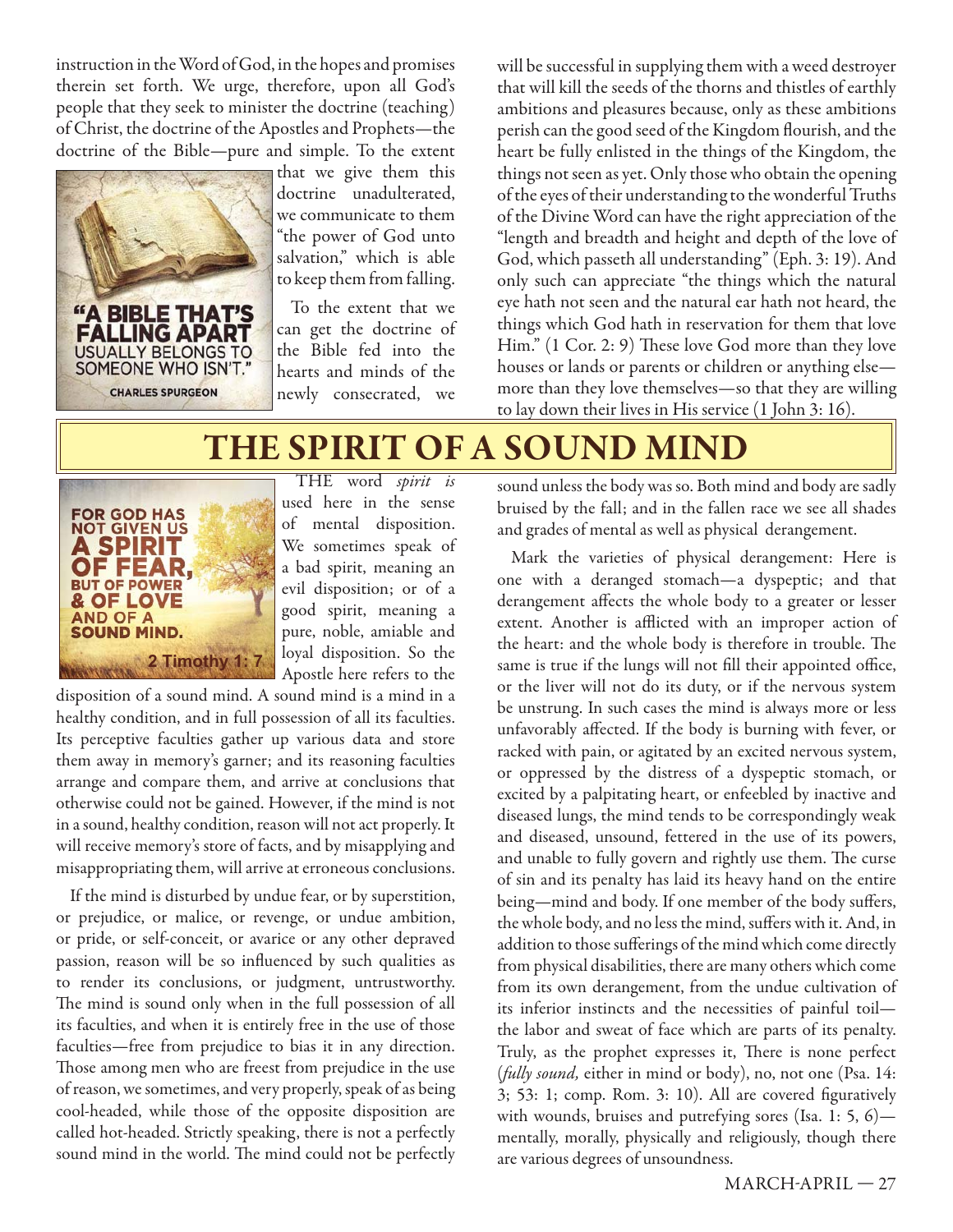instruction in the Word of God, in the hopes and promises therein set forth. We urge, therefore, upon all God's people that they seek to minister the doctrine (teaching) of Christ, the doctrine of the Apostles and Prophets—the doctrine of the Bible—pure and simple. To the extent that we give them this doctrine unadulterated, we communicate to them "the power of God unto salvation," which is able to keep them from falling.

"A BIBLE THAT'S FALLING APART USUALLY BELONGS TO SOMEONE WHO ISN'T." CHARLES SPURGEON

To the extent that we can get the doctrine of the Bible fed into the hearts and minds of the newly consecrated, we will be successful in supplying them with a weed destroyer that will kill the seeds of the thorns and thistles of earthly ambitions and pleasures because, only as these ambitions perish can the good seed of the Kingdom flourish, and the heart be fully enlisted in the things of the Kingdom, the things not seen as yet. Only those who obtain the opening of the eyes of their understanding to the wonderful Truths of the Divine Word can have the right appreciation of the "length and breadth and height and depth of the love of God, which passeth all understanding" (Eph. 3: 19). And only such can appreciate "the things which the natural eye hath not seen and the natural ear hath not heard, the things which God hath in reservation for them that love Him." (1 Cor. 2: 9) These love God more than they love houses or lands or parents or children or anything else—more than they love themselves—so that they are willing to lay down their lives in His service (1 John 3: 16).

# THE SPIRIT OF A SOUND MIND

FOR GOD HAS NOT GIVEN US A SPIRIT OF FEAR, BUT OF POWER & OF LOVE AND OF A SOUND MIND. 2 Timothy 1: 7

THE word *spirit is* used here in the sense of mental disposition. We sometimes speak of a bad spirit, meaning an evil disposition; or of a good spirit, meaning a pure, noble, amiable and loyal disposition. So the Apostle here refers to the disposition of a sound mind. A sound mind is a mind in a healthy condition, and in full possession of all its faculties. Its perceptive faculties gather up various data and store them away in memory's garner; and its reasoning faculties arrange and compare them, and arrive at conclusions that otherwise could not be gained. However, if the mind is not in a sound, healthy condition, reason will not act properly. It will receive memory's store of facts, and by misapplying and misappropriating them, will arrive at erroneous conclusions.

If the mind is disturbed by undue fear, or by superstition, or prejudice, or malice, or revenge, or undue ambition, or pride, or self-conceit, or avarice or any other depraved passion, reason will be so influenced by such qualities as to render its conclusions, or judgment, untrustworthy. The mind is sound only when in the full possession of all its faculties, and when it is entirely free in the use of those faculties—free from prejudice to bias it in any direction. Those among men who are freest from prejudice in the use of reason, we sometimes, and very properly, speak of as being cool-headed, while those of the opposite disposition are called hot-headed. Strictly speaking, there is not a perfectly sound mind in the world. The mind could not be perfectly sound unless the body was so. Both mind and body are sadly bruised by the fall; and in the fallen race we see all shades and grades of mental as well as physical derangement.

Mark the varieties of physical derangement: Here is one with a deranged stomach—a dyspeptic; and that derangement affects the whole body to a greater or lesser extent. Another is afflicted with an improper action of the heart: and the whole body is therefore in trouble. The same is true if the lungs will not fill their appointed office, or the liver will not do its duty, or if the nervous system be unstrung. In such cases the mind is always more or less unfavorably affected. If the body is burning with fever, or racked with pain, or agitated by an excited nervous system, or oppressed by the distress of a dyspeptic stomach, or excited by a palpitating heart, or enfeebled by inactive and diseased lungs, the mind tends to be correspondingly weak and diseased, unsound, fettered in the use of its powers, and unable to fully govern and rightly use them. The curse of sin and its penalty has laid its heavy hand on the entire being—mind and body. If one member of the body suffers, the whole body, and no less the mind, suffers with it. And, in addition to those sufferings of the mind which come directly from physical disabilities, there are many others which come from its own derangement, from the undue cultivation of its inferior instincts and the necessities of painful toil—the labor and sweat of face which are parts of its penalty. Truly, as the prophet expresses it, There is none perfect (*fully sound,* either in mind or body), no, not one (Psa. 14: 3; 53: 1; comp. Rom. 3: 10). All are covered figuratively with wounds, bruises and putrefying sores (Isa. 1: 5, 6)—mentally, morally, physically and religiously, though there are various degrees of unsoundness.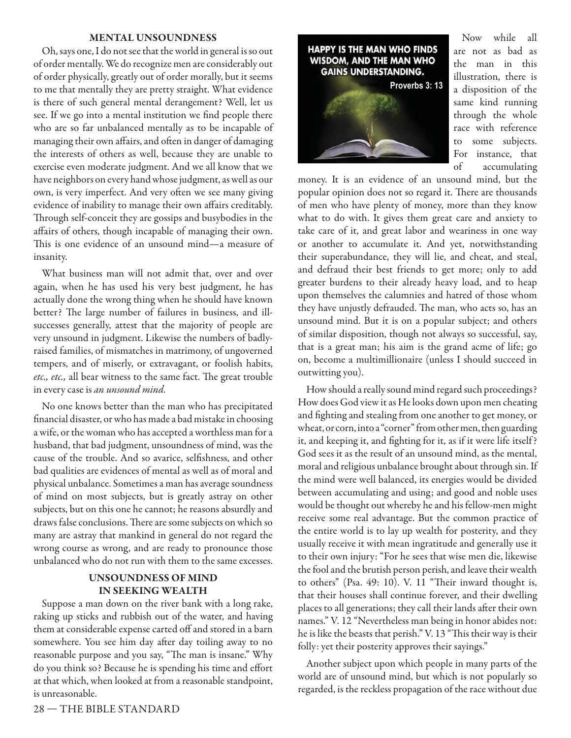## MENTAL UNSOUNDNESS

Oh, says one, I do not see that the world in general is so out of order mentally. We do recognize men are considerably out of order physically, greatly out of order morally, but it seems to me that mentally they are pretty straight. What evidence is there of such general mental derangement? Well, let us see. If we go into a mental institution we find people there who are so far unbalanced mentally as to be incapable of managing their own affairs, and often in danger of damaging the interests of others as well, because they are unable to exercise even moderate judgment. And we all know that we have neighbors on every hand whose judgment, as well as our own, is very imperfect. And very often we see many giving evidence of inability to manage their own affairs creditably. Through self-conceit they are gossips and busybodies in the affairs of others, though incapable of managing their own. This is one evidence of an unsound mind—a measure of insanity.

What business man will not admit that, over and over again, when he has used his very best judgment, he has actually done the wrong thing when he should have known better? The large number of failures in business, and ill-successes generally, attest that the majority of people are very unsound in judgment. Likewise the numbers of badly-raised families, of mismatches in matrimony, of ungoverned tempers, and of miserly, or extravagant, or foolish habits, *etc., etc.,* all bear witness to the same fact. The great trouble in every case is *an unsound mind.*

No one knows better than the man who has precipitated financial disaster, or who has made a bad mistake in choosing a wife, or the woman who has accepted a worthless man for a husband, that bad judgment, unsoundness of mind, was the cause of the trouble. And so avarice, selfishness, and other bad qualities are evidences of mental as well as of moral and physical unbalance. Sometimes a man has average soundness of mind on most subjects, but is greatly astray on other subjects, but on this one he cannot; he reasons absurdly and draws false conclusions. There are some subjects on which so many are astray that mankind in general do not regard the wrong course as wrong, and are ready to pronounce those unbalanced who do not run with them to the same excesses.

## UNSOUNDNESS OF MIND IN SEEKING WEALTH

Suppose a man down on the river bank with a long rake, raking up sticks and rubbish out of the water, and having them at considerable expense carted off and stored in a barn somewhere. You see him day after day toiling away to no reasonable purpose and you say, "The man is insane." Why do you think so? Because he is spending his time and effort at that which, when looked at from a reasonable standpoint, is unreasonable.

HAPPY IS THE MAN WHO FINDS WISDOM, AND THE MAN WHO GAINS UNDERSTANDING. Proverbs 3: 13

Now while all are not as bad as the man in this illustration, there is a disposition of the same kind running through the whole race with reference to some subjects. For instance, that of accumulating money. It is an evidence of an unsound mind, but the popular opinion does not so regard it. There are thousands of men who have plenty of money, more than they know what to do with. It gives them great care and anxiety to take care of it, and great labor and weariness in one way or another to accumulate it. And yet, notwithstanding their superabundance, they will lie, and cheat, and steal, and defraud their best friends to get more; only to add greater burdens to their already heavy load, and to heap upon themselves the calumnies and hatred of those whom they have unjustly defrauded. The man, who acts so, has an unsound mind. But it is on a popular subject; and others of similar disposition, though not always so successful, say, that is a great man; his aim is the grand acme of life; go on, become a multimillionaire (unless I should succeed in outwitting you).

How should a really sound mind regard such proceedings? How does God view it as He looks down upon men cheating and fighting and stealing from one another to get money, or wheat, or corn, into a "corner" from other men, then guarding it, and keeping it, and fighting for it, as if it were life itself? God sees it as the result of an unsound mind, as the mental, moral and religious unbalance brought about through sin. If the mind were well balanced, its energies would be divided between accumulating and using; and good and noble uses would be thought out whereby he and his fellow-men might receive some real advantage. But the common practice of the entire world is to lay up wealth for posterity, and they usually receive it with mean ingratitude and generally use it to their own injury: "For he sees that wise men die, likewise the fool and the brutish person perish, and leave their wealth to others" (Psa. 49: 10). V. 11 "Their inward thought is, that their houses shall continue forever, and their dwelling places to all generations; they call their lands after their own names." V. 12 "Nevertheless man being in honor abides not: he is like the beasts that perish." V. 13 "This their way is their folly: yet their posterity approves their sayings."

Another subject upon which people in many parts of the world are of unsound mind, but which is not popularly so regarded, is the reckless propagation of the race without due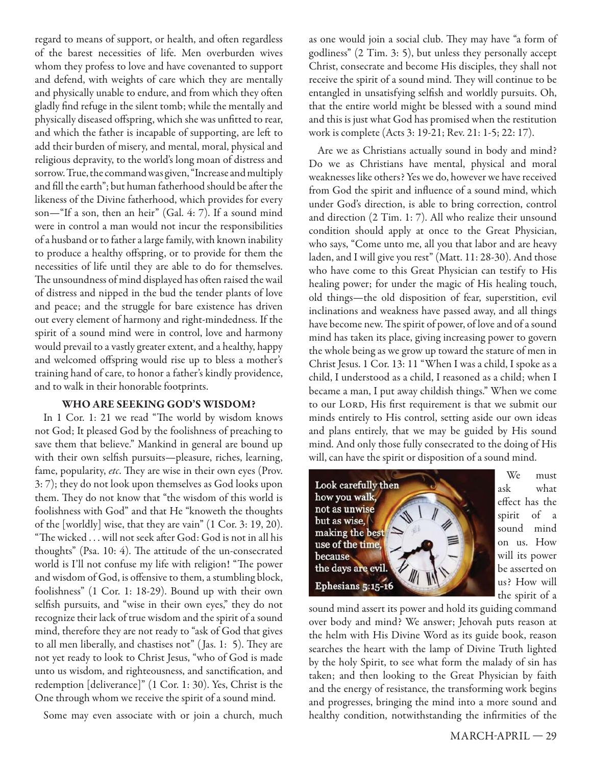regard to means of support, or health, and often regardless of the barest necessities of life. Men overburden wives whom they profess to love and have covenanted to support and defend, with weights of care which they are mentally and physically unable to endure, and from which they often gladly find refuge in the silent tomb; while the mentally and physically diseased offspring, which she was unfitted to rear, and which the father is incapable of supporting, are left to add their burden of misery, and mental, moral, physical and religious depravity, to the world's long moan of distress and sorrow. True, the command was given, "Increase and multiply and fill the earth"; but human fatherhood should be after the likeness of the Divine fatherhood, which provides for every son—"If a son, then an heir" (Gal. 4: 7). If a sound mind were in control a man would not incur the responsibilities of a husband or to father a large family, with known inability to produce a healthy offspring, or to provide for them the necessities of life until they are able to do for themselves. The unsoundness of mind displayed has often raised the wail of distress and nipped in the bud the tender plants of love and peace; and the struggle for bare existence has driven out every element of harmony and right-mindedness. If the spirit of a sound mind were in control, love and harmony would prevail to a vastly greater extent, and a healthy, happy and welcomed offspring would rise up to bless a mother's training hand of care, to honor a father's kindly providence, and to walk in their honorable footprints.

## WHO ARE SEEKING GOD'S WISDOM?

In 1 Cor. 1: 21 we read "The world by wisdom knows not God; It pleased God by the foolishness of preaching to save them that believe." Mankind in general are bound up with their own selfish pursuits—pleasure, riches, learning, fame, popularity, *etc*. They are wise in their own eyes (Prov. 3: 7); they do not look upon themselves as God looks upon them. They do not know that "the wisdom of this world is foolishness with God" and that He "knoweth the thoughts of the [worldly] wise, that they are vain" (1 Cor. 3: 19, 20). "The wicked . . . will not seek after God: God is not in all his thoughts" (Psa. 10: 4). The attitude of the un-consecrated world is I'll not confuse my life with religion! "The power and wisdom of God, is offensive to them, a stumbling block, foolishness" (1 Cor. 1: 18-29). Bound up with their own selfish pursuits, and "wise in their own eyes," they do not recognize their lack of true wisdom and the spirit of a sound mind, therefore they are not ready to "ask of God that gives to all men liberally, and chastises not" (Jas. 1: 5). They are not yet ready to look to Christ Jesus, "who of God is made unto us wisdom, and righteousness, and sanctification, and redemption [deliverance]" (1 Cor. 1: 30). Yes, Christ is the One through whom we receive the spirit of a sound mind.

Some may even associate with or join a church, much as one would join a social club. They may have "a form of godliness" (2 Tim. 3: 5), but unless they personally accept Christ, consecrate and become His disciples, they shall not receive the spirit of a sound mind. They will continue to be entangled in unsatisfying selfish and worldly pursuits. Oh, that the entire world might be blessed with a sound mind and this is just what God has promised when the restitution work is complete (Acts 3: 19-21; Rev. 21: 1-5; 22: 17).

Are we as Christians actually sound in body and mind? Do we as Christians have mental, physical and moral weaknesses like others? Yes we do, however we have received from God the spirit and influence of a sound mind, which under God's direction, is able to bring correction, control and direction (2 Tim. 1: 7). All who realize their unsound condition should apply at once to the Great Physician, who says, "Come unto me, all you that labor and are heavy laden, and I will give you rest" (Matt. 11: 28-30). And those who have come to this Great Physician can testify to His healing power; for under the magic of His healing touch, old things—the old disposition of fear, superstition, evil inclinations and weakness have passed away, and all things have become new. The spirit of power, of love and of a sound mind has taken its place, giving increasing power to govern the whole being as we grow up toward the stature of men in Christ Jesus. 1 Cor. 13: 11 "When I was a child, I spoke as a child, I understood as a child, I reasoned as a child; when I became a man, I put away childish things." When we come to our Lord, His first requirement is that we submit our minds entirely to His control, setting aside our own ideas and plans entirely, that we may be guided by His sound mind. And only those fully consecrated to the doing of His will, can have the spirit or disposition of a sound mind.

Look carefully then how you walk, not as unwise but as wise, making the best use of the time, because the days are evil.
Ephesians 5:15-16

We must ask what effect has the spirit of a sound mind on us. How will its power be asserted on us? How will the spirit of a sound mind assert its power and hold its guiding command over body and mind? We answer; Jehovah puts reason at the helm with His Divine Word as its guide book, reason searches the heart with the lamp of Divine Truth lighted by the holy Spirit, to see what form the malady of sin has taken; and then looking to the Great Physician by faith and the energy of resistance, the transforming work begins and progresses, bringing the mind into a more sound and healthy condition, notwithstanding the infirmities of the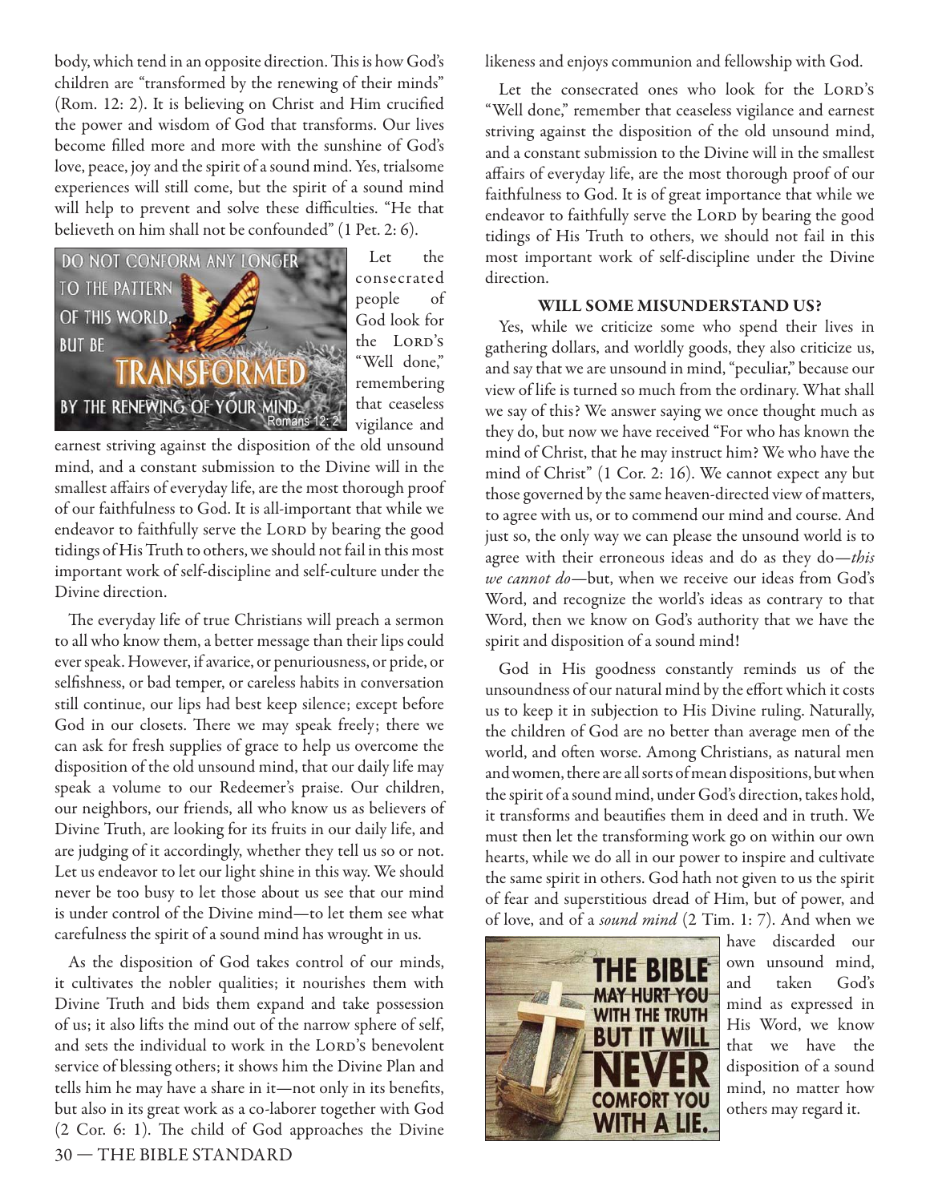body, which tend in an opposite direction. This is how God's children are "transformed by the renewing of their minds" (Rom. 12: 2). It is believing on Christ and Him crucified the power and wisdom of God that transforms. Our lives become filled more and more with the sunshine of God's love, peace, joy and the spirit of a sound mind. Yes, trialsome experiences will still come, but the spirit of a sound mind will help to prevent and solve these difficulties. "He that believeth on him shall not be confounded" (1 Pet. 2: 6).

Let the consecrated people of God look for the LORD'S "Well done," remembering that ceaseless vigilance and earnest striving against the disposition of the old unsound mind, and a constant submission to the Divine will in the smallest affairs of everyday life, are the most thorough proof of our faithfulness to God. It is all-important that while we endeavor to faithfully serve the LORD by bearing the good tidings of His Truth to others, we should not fail in this most important work of self-discipline and self-culture under the Divine direction.

The everyday life of true Christians will preach a sermon to all who know them, a better message than their lips could ever speak. However, if avarice, or penuriousness, or pride, or selfishness, or bad temper, or careless habits in conversation still continue, our lips had best keep silence; except before God in our closets. There we may speak freely; there we can ask for fresh supplies of grace to help us overcome the disposition of the old unsound mind, that our daily life may speak a volume to our Redeemer's praise. Our children, our neighbors, our friends, all who know us as believers of Divine Truth, are looking for its fruits in our daily life, and are judging of it accordingly, whether they tell us so or not. Let us endeavor to let our light shine in this way. We should never be too busy to let those about us see that our mind is under control of the Divine mind—to let them see what carefulness the spirit of a sound mind has wrought in us.

As the disposition of God takes control of our minds, it cultivates the nobler qualities; it nourishes them with Divine Truth and bids them expand and take possession of us; it also lifts the mind out of the narrow sphere of self, and sets the individual to work in the LORD'S benevolent service of blessing others; it shows him the Divine Plan and tells him he may have a share in it—not only in its benefits, but also in its great work as a co-laborer together with God (2 Cor. 6: 1). The child of God approaches the Divine likeness and enjoys communion and fellowship with God.

Let the consecrated ones who look for the LORD'S "Well done," remember that ceaseless vigilance and earnest striving against the disposition of the old unsound mind, and a constant submission to the Divine will in the smallest affairs of everyday life, are the most thorough proof of our faithfulness to God. It is of great importance that while we endeavor to faithfully serve the LORD by bearing the good tidings of His Truth to others, we should not fail in this most important work of self-discipline under the Divine direction.

### WILL SOME MISUNDERSTAND US?

Yes, while we criticize some who spend their lives in gathering dollars, and worldly goods, they also criticize us, and say that we are unsound in mind, "peculiar," because our view of life is turned so much from the ordinary. What shall we say of this? We answer saying we once thought much as they do, but now we have received "For who has known the mind of Christ, that he may instruct him? We who have the mind of Christ" (1 Cor. 2: 16). We cannot expect any but those governed by the same heaven-directed view of matters, to agree with us, or to commend our mind and course. And just so, the only way we can please the unsound world is to agree with their erroneous ideas and do as they do—*this we cannot do*—but, when we receive our ideas from God's Word, and recognize the world's ideas as contrary to that Word, then we know on God's authority that we have the spirit and disposition of a sound mind!

God in His goodness constantly reminds us of the unsoundness of our natural mind by the effort which it costs us to keep it in subjection to His Divine ruling. Naturally, the children of God are no better than average men of the world, and often worse. Among Christians, as natural men and women, there are all sorts of mean dispositions, but when the spirit of a sound mind, under God's direction, takes hold, it transforms and beautifies them in deed and in truth. We must then let the transforming work go on within our own hearts, while we do all in our power to inspire and cultivate the same spirit in others. God hath not given to us the spirit of fear and superstitious dread of Him, but of power, and of love, and of a *sound mind* (2 Tim. 1: 7). And when we have discarded our own unsound mind, and taken God's mind as expressed in His Word, we know that we have the disposition of a sound mind, no matter how others may regard it.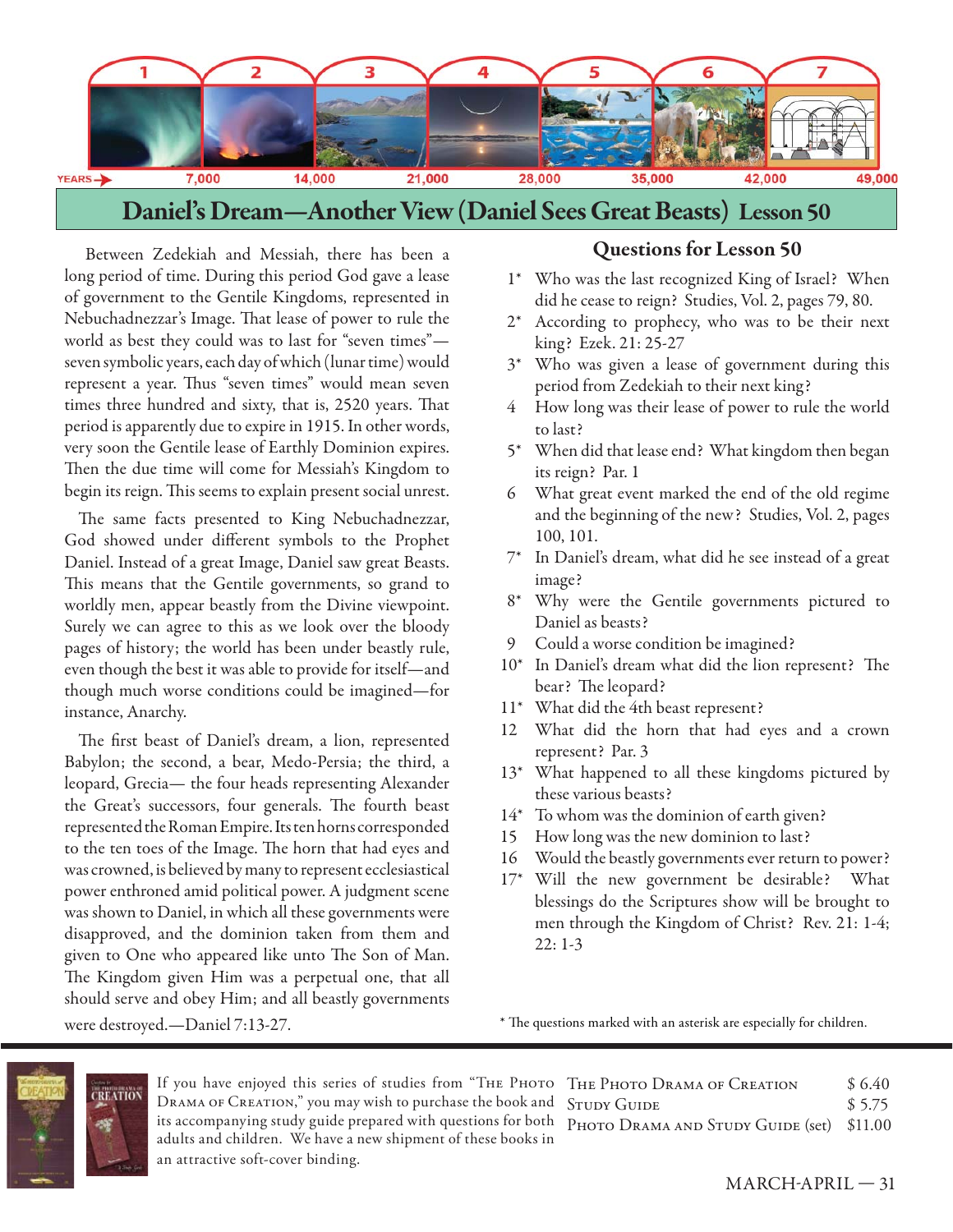YEARS → 7,000 14,000 21,000 28,000 35,000 42,000 49,000

## Daniel's Dream—Another View (Daniel Sees Great Beasts) Lesson 50

Between Zedekiah and Messiah, there has been a long period of time. During this period God gave a lease of government to the Gentile Kingdoms, represented in Nebuchadnezzar's Image. That lease of power to rule the world as best they could was to last for "seven times"—seven symbolic years, each day of which (lunar time) would represent a year. Thus "seven times" would mean seven times three hundred and sixty, that is, 2520 years. That period is apparently due to expire in 1915. In other words, very soon the Gentile lease of Earthly Dominion expires. Then the due time will come for Messiah's Kingdom to begin its reign. This seems to explain present social unrest.

The same facts presented to King Nebuchadnezzar, God showed under different symbols to the Prophet Daniel. Instead of a great Image, Daniel saw great Beasts. This means that the Gentile governments, so grand to worldly men, appear beastly from the Divine viewpoint. Surely we can agree to this as we look over the bloody pages of history; the world has been under beastly rule, even though the best it was able to provide for itself—and though much worse conditions could be imagined—for instance, Anarchy.

The first beast of Daniel's dream, a lion, represented Babylon; the second, a bear, Medo-Persia; the third, a leopard, Grecia— the four heads representing Alexander the Great's successors, four generals. The fourth beast represented the Roman Empire. Its ten horns corresponded to the ten toes of the Image. The horn that had eyes and was crowned, is believed by many to represent ecclesiastical power enthroned amid political power. A judgment scene was shown to Daniel, in which all these governments were disapproved, and the dominion taken from them and given to One who appeared like unto The Son of Man. The Kingdom given Him was a perpetual one, that all should serve and obey Him; and all beastly governments were destroyed.—Daniel 7:13-27.

### Questions for Lesson 50

1* Who was the last recognized King of Israel? When did he cease to reign? Studies, Vol. 2, pages 79, 80.
2* According to prophecy, who was to be their next king? Ezek. 21: 25-27
3* Who was given a lease of government during this period from Zedekiah to their next king?
4 How long was their lease of power to rule the world to last?
5* When did that lease end? What kingdom then began its reign? Par. 1
6 What great event marked the end of the old regime and the beginning of the new? Studies, Vol. 2, pages 100, 101.
7* In Daniel's dream, what did he see instead of a great image?
8* Why were the Gentile governments pictured to Daniel as beasts?
9 Could a worse condition be imagined?
10* In Daniel's dream what did the lion represent? The bear? The leopard?
11* What did the 4th beast represent?
12 What did the horn that had eyes and a crown represent? Par. 3
13* What happened to all these kingdoms pictured by these various beasts?
14* To whom was the dominion of earth given?
15 How long was the new dominion to last?
16 Would the beastly governments ever return to power?
17* Will the new government be desirable? What blessings do the Scriptures show will be brought to men through the Kingdom of Christ? Rev. 21: 1-4; 22: 1-3

* The questions marked with an asterisk are especially for children.

---

If you have enjoyed this series of studies from "The Photo Drama of Creation," you may wish to purchase the book and its accompanying study guide prepared with questions for both adults and children. We have a new shipment of these books in an attractive soft-cover binding.

| | |
|---|---|
| The Photo Drama of Creation | $ 6.40 |
| Study Guide | $ 5.75 |
| Photo Drama and Study Guide (set) | $11.00 |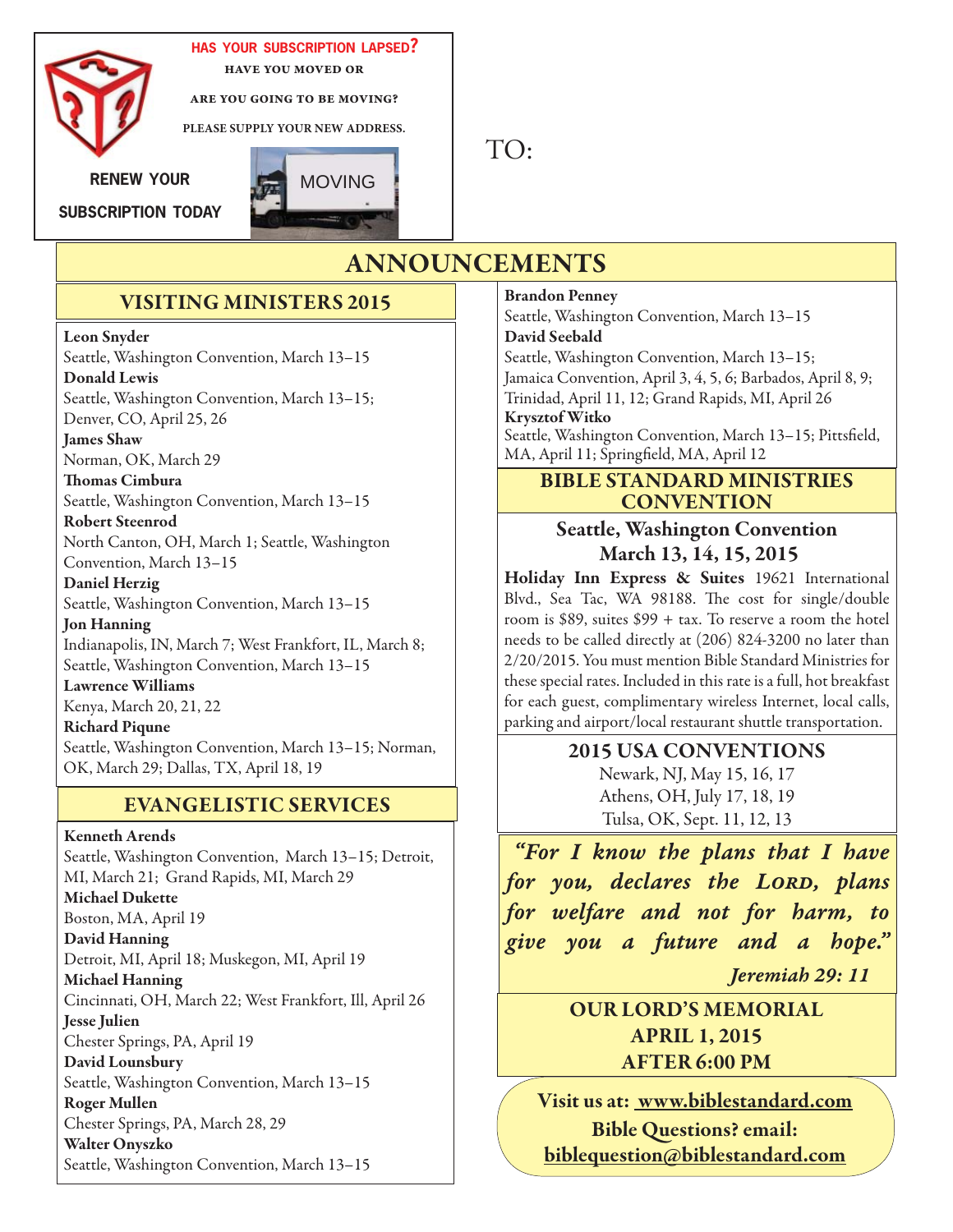**HAS YOUR SUBSCRIPTION LAPSED?**

HAVE YOU MOVED OR

ARE YOU GOING TO BE MOVING?

PLEASE SUPPLY YOUR NEW ADDRESS.

**RENEW YOUR SUBSCRIPTION TODAY**

MOVING

TO:

# ANNOUNCEMENTS

## VISITING MINISTERS 2015

**Leon Snyder**
Seattle, Washington Convention, March 13–15

**Donald Lewis**
Seattle, Washington Convention, March 13–15; Denver, CO, April 25, 26

**James Shaw**
Norman, OK, March 29

**Thomas Cimbura**
Seattle, Washington Convention, March 13–15

**Robert Steenrod**
North Canton, OH, March 1; Seattle, Washington Convention, March 13–15

**Daniel Herzig**
Seattle, Washington Convention, March 13–15

**Jon Hanning**
Indianapolis, IN, March 7; West Frankfort, IL, March 8; Seattle, Washington Convention, March 13–15

**Lawrence Williams**
Kenya, March 20, 21, 22

**Richard Piqune**
Seattle, Washington Convention, March 13–15; Norman, OK, March 29; Dallas, TX, April 18, 19

**Brandon Penney**
Seattle, Washington Convention, March 13–15

**David Seebald**
Seattle, Washington Convention, March 13–15; Jamaica Convention, April 3, 4, 5, 6; Barbados, April 8, 9; Trinidad, April 11, 12; Grand Rapids, MI, April 26

**Krysztof Witko**
Seattle, Washington Convention, March 13–15; Pittsfield, MA, April 11; Springfield, MA, April 12

## EVANGELISTIC SERVICES

**Kenneth Arends**
Seattle, Washington Convention, March 13–15; Detroit, MI, March 21; Grand Rapids, MI, March 29

**Michael Dukette**
Boston, MA, April 19

**David Hanning**
Detroit, MI, April 18; Muskegon, MI, April 19

**Michael Hanning**
Cincinnati, OH, March 22; West Frankfort, Ill, April 26

**Jesse Julien**
Chester Springs, PA, April 19

**David Lounsbury**
Seattle, Washington Convention, March 13–15

**Roger Mullen**
Chester Springs, PA, March 28, 29

**Walter Onyszko**
Seattle, Washington Convention, March 13–15

## BIBLE STANDARD MINISTRIES CONVENTION

### Seattle, Washington Convention March 13, 14, 15, 2015

**Holiday Inn Express & Suites** 19621 International Blvd., Sea Tac, WA 98188. The cost for single/double room is $89, suites $99 + tax. To reserve a room the hotel needs to be called directly at (206) 824-3200 no later than 2/20/2015. You must mention Bible Standard Ministries for these special rates. Included in this rate is a full, hot breakfast for each guest, complimentary wireless Internet, local calls, parking and airport/local restaurant shuttle transportation.

## 2015 USA CONVENTIONS

Newark, NJ, May 15, 16, 17
Athens, OH, July 17, 18, 19
Tulsa, OK, Sept. 11, 12, 13

*"For I know the plans that I have for you, declares the LORD, plans for welfare and not for harm, to give you a future and a hope."*

*Jeremiah 29: 11*

## OUR LORD'S MEMORIAL APRIL 1, 2015 AFTER 6:00 PM

**Visit us at: www.biblestandard.com**
**Bible Questions? email: biblequestion@biblestandard.com**